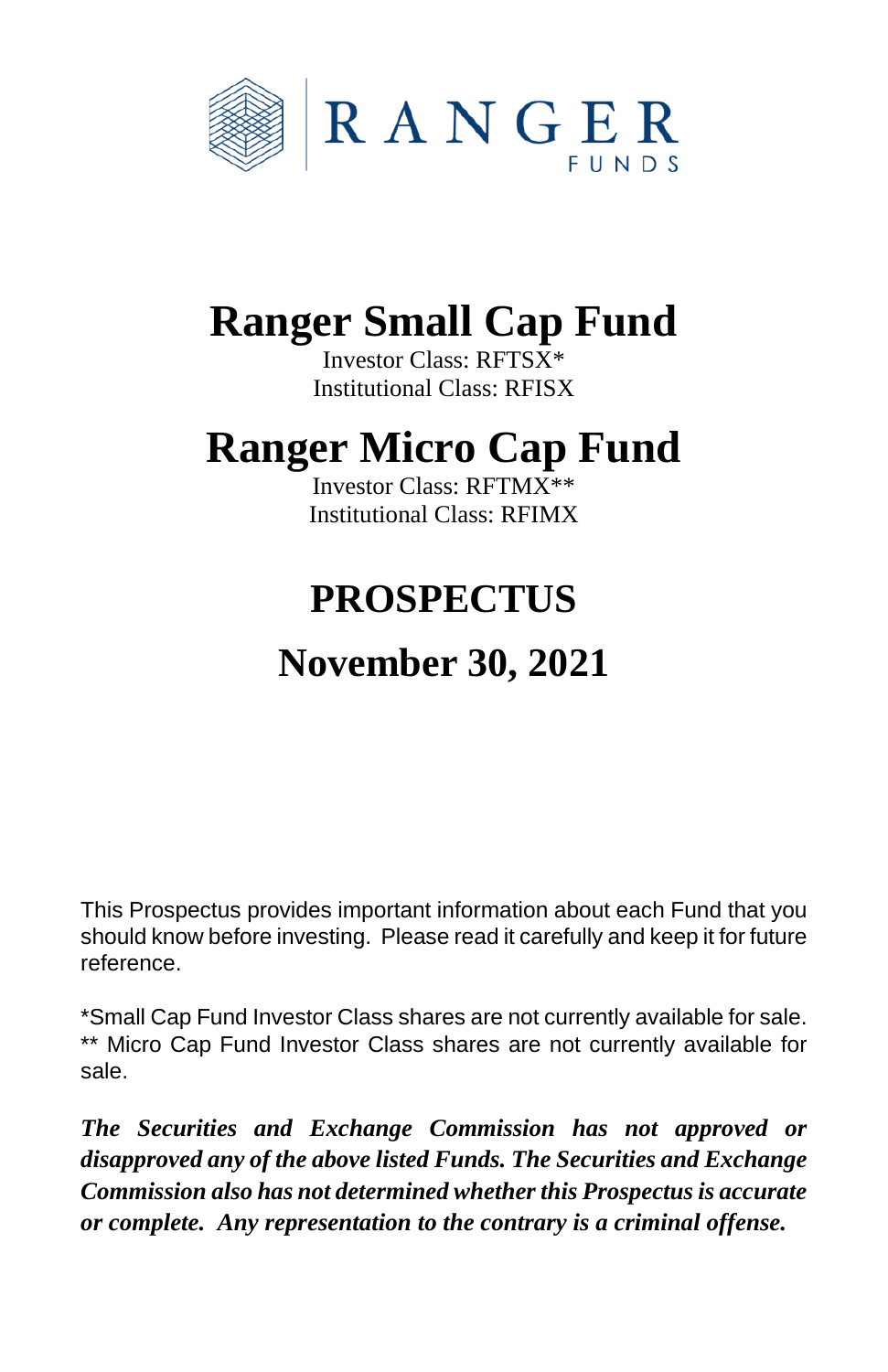RANGER
FUNDS

# Ranger Small Cap Fund

Investor Class: RFTSX*
Institutional Class: RFISX

# Ranger Micro Cap Fund

Investor Class: RFTMX**
Institutional Class: RFIMX

# PROSPECTUS

## November 30, 2021

This Prospectus provides important information about each Fund that you should know before investing. Please read it carefully and keep it for future reference.

*Small Cap Fund Investor Class shares are not currently available for sale.
** Micro Cap Fund Investor Class shares are not currently available for sale.

***The Securities and Exchange Commission has not approved or disapproved any of the above listed Funds. The Securities and Exchange Commission also has not determined whether this Prospectus is accurate or complete. Any representation to the contrary is a criminal offense.***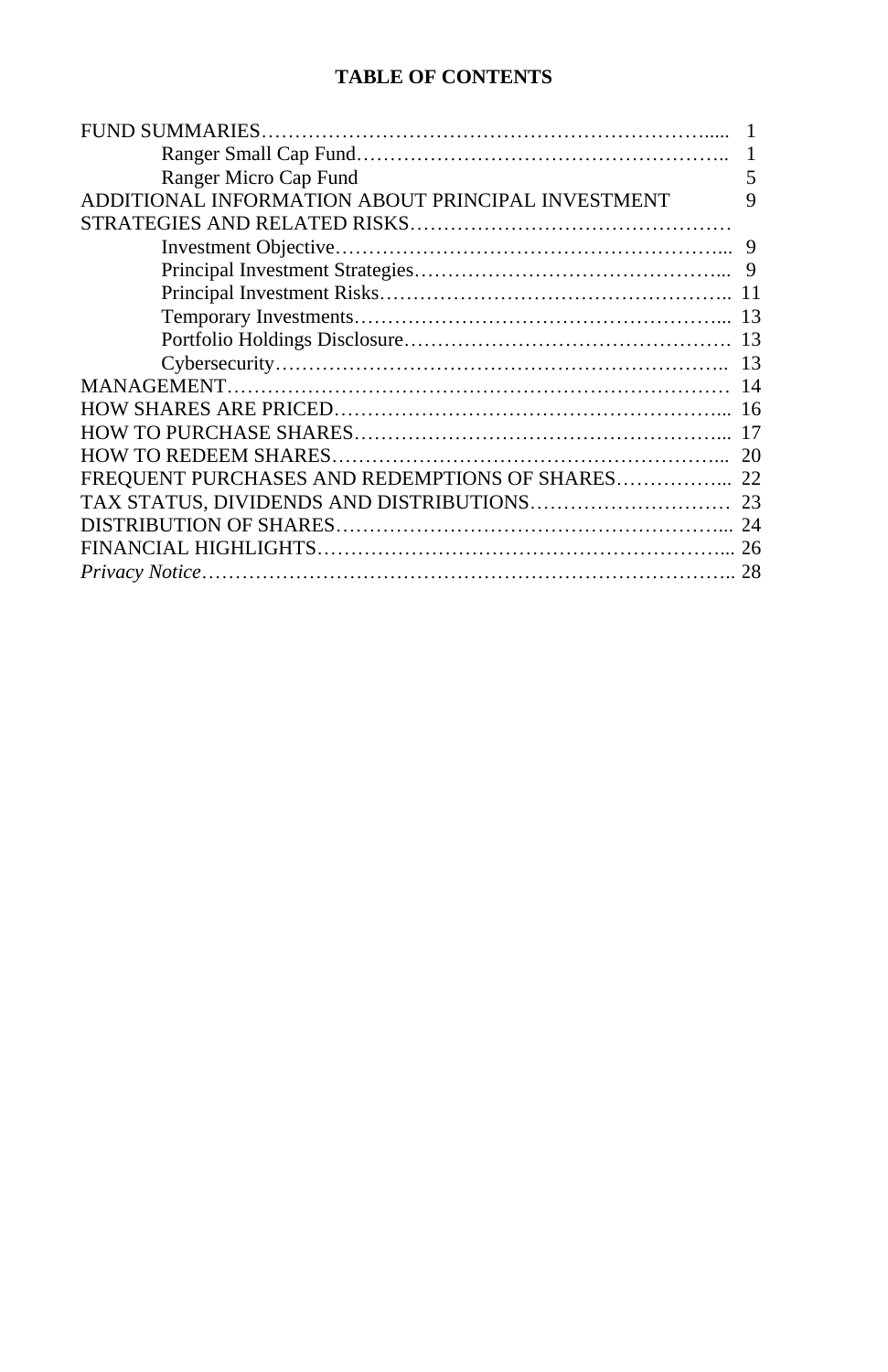**TABLE OF CONTENTS**

| | |
|---|---|
| FUND SUMMARIES | 1 |
| Ranger Small Cap Fund | 1 |
| Ranger Micro Cap Fund | 5 |
| ADDITIONAL INFORMATION ABOUT PRINCIPAL INVESTMENT STRATEGIES AND RELATED RISKS | 9 |
| Investment Objective | 9 |
| Principal Investment Strategies | 9 |
| Principal Investment Risks | 11 |
| Temporary Investments | 13 |
| Portfolio Holdings Disclosure | 13 |
| Cybersecurity | 13 |
| MANAGEMENT | 14 |
| HOW SHARES ARE PRICED | 16 |
| HOW TO PURCHASE SHARES | 17 |
| HOW TO REDEEM SHARES | 20 |
| FREQUENT PURCHASES AND REDEMPTIONS OF SHARES | 22 |
| TAX STATUS, DIVIDENDS AND DISTRIBUTIONS | 23 |
| DISTRIBUTION OF SHARES | 24 |
| FINANCIAL HIGHLIGHTS | 26 |
| *Privacy Notice* | 28 |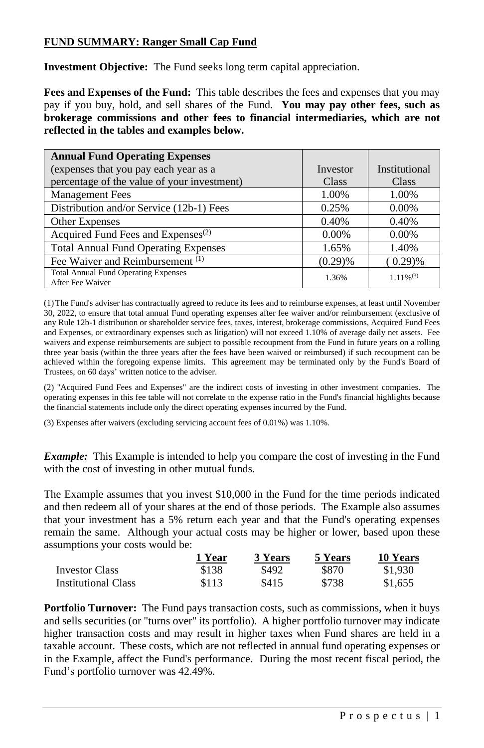**FUND SUMMARY: Ranger Small Cap Fund**

**Investment Objective:** The Fund seeks long term capital appreciation.

**Fees and Expenses of the Fund:** This table describes the fees and expenses that you may pay if you buy, hold, and sell shares of the Fund. **You may pay other fees, such as brokerage commissions and other fees to financial intermediaries, which are not reflected in the tables and examples below.**

| **Annual Fund Operating Expenses** (expenses that you pay each year as a percentage of the value of your investment) | Investor Class | Institutional Class |
|---|---|---|
| Management Fees | 1.00% | 1.00% |
| Distribution and/or Service (12b-1) Fees | 0.25% | 0.00% |
| Other Expenses | 0.40% | 0.40% |
| Acquired Fund Fees and Expenses[(2)] | 0.00% | 0.00% |
| Total Annual Fund Operating Expenses | 1.65% | 1.40% |
| Fee Waiver and Reimbursement [(1)] | (0.29)% | ( 0.29)% |
| Total Annual Fund Operating Expenses After Fee Waiver | 1.36% | 1.11%[(3)] |

(1) The Fund's adviser has contractually agreed to reduce its fees and to reimburse expenses, at least until November 30, 2022, to ensure that total annual Fund operating expenses after fee waiver and/or reimbursement (exclusive of any Rule 12b-1 distribution or shareholder service fees, taxes, interest, brokerage commissions, Acquired Fund Fees and Expenses, or extraordinary expenses such as litigation) will not exceed 1.10% of average daily net assets. Fee waivers and expense reimbursements are subject to possible recoupment from the Fund in future years on a rolling three year basis (within the three years after the fees have been waived or reimbursed) if such recoupment can be achieved within the foregoing expense limits. This agreement may be terminated only by the Fund's Board of Trustees, on 60 days' written notice to the adviser.

(2) "Acquired Fund Fees and Expenses" are the indirect costs of investing in other investment companies. The operating expenses in this fee table will not correlate to the expense ratio in the Fund's financial highlights because the financial statements include only the direct operating expenses incurred by the Fund.

(3) Expenses after waivers (excluding servicing account fees of 0.01%) was 1.10%.

***Example:*** This Example is intended to help you compare the cost of investing in the Fund with the cost of investing in other mutual funds.

The Example assumes that you invest $10,000 in the Fund for the time periods indicated and then redeem all of your shares at the end of those periods. The Example also assumes that your investment has a 5% return each year and that the Fund's operating expenses remain the same. Although your actual costs may be higher or lower, based upon these assumptions your costs would be:

| | **1 Year** | **3 Years** | **5 Years** | **10 Years** |
|---|---|---|---|---|
| Investor Class | $138 | $492 | $870 | $1,930 |
| Institutional Class | $113 | $415 | $738 | $1,655 |

**Portfolio Turnover:** The Fund pays transaction costs, such as commissions, when it buys and sells securities (or "turns over" its portfolio). A higher portfolio turnover may indicate higher transaction costs and may result in higher taxes when Fund shares are held in a taxable account. These costs, which are not reflected in annual fund operating expenses or in the Example, affect the Fund's performance. During the most recent fiscal period, the Fund's portfolio turnover was 42.49%.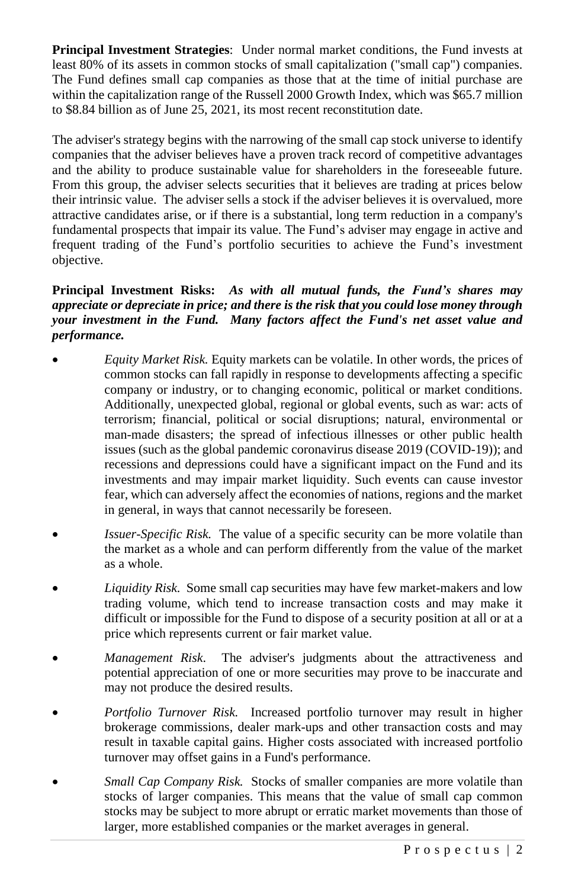**Principal Investment Strategies**: Under normal market conditions, the Fund invests at least 80% of its assets in common stocks of small capitalization ("small cap") companies. The Fund defines small cap companies as those that at the time of initial purchase are within the capitalization range of the Russell 2000 Growth Index, which was $65.7 million to $8.84 billion as of June 25, 2021, its most recent reconstitution date.

The adviser's strategy begins with the narrowing of the small cap stock universe to identify companies that the adviser believes have a proven track record of competitive advantages and the ability to produce sustainable value for shareholders in the foreseeable future. From this group, the adviser selects securities that it believes are trading at prices below their intrinsic value. The adviser sells a stock if the adviser believes it is overvalued, more attractive candidates arise, or if there is a substantial, long term reduction in a company's fundamental prospects that impair its value. The Fund's adviser may engage in active and frequent trading of the Fund's portfolio securities to achieve the Fund's investment objective.

**Principal Investment Risks:** ***As with all mutual funds, the Fund's shares may appreciate or depreciate in price; and there is the risk that you could lose money through your investment in the Fund. Many factors affect the Fund's net asset value and performance.***

- *Equity Market Risk.* Equity markets can be volatile. In other words, the prices of common stocks can fall rapidly in response to developments affecting a specific company or industry, or to changing economic, political or market conditions. Additionally, unexpected global, regional or global events, such as war: acts of terrorism; financial, political or social disruptions; natural, environmental or man-made disasters; the spread of infectious illnesses or other public health issues (such as the global pandemic coronavirus disease 2019 (COVID-19)); and recessions and depressions could have a significant impact on the Fund and its investments and may impair market liquidity. Such events can cause investor fear, which can adversely affect the economies of nations, regions and the market in general, in ways that cannot necessarily be foreseen.
- *Issuer-Specific Risk.* The value of a specific security can be more volatile than the market as a whole and can perform differently from the value of the market as a whole.
- *Liquidity Risk.* Some small cap securities may have few market-makers and low trading volume, which tend to increase transaction costs and may make it difficult or impossible for the Fund to dispose of a security position at all or at a price which represents current or fair market value.
- *Management Risk.* The adviser's judgments about the attractiveness and potential appreciation of one or more securities may prove to be inaccurate and may not produce the desired results.
- *Portfolio Turnover Risk.* Increased portfolio turnover may result in higher brokerage commissions, dealer mark-ups and other transaction costs and may result in taxable capital gains. Higher costs associated with increased portfolio turnover may offset gains in a Fund's performance.
- *Small Cap Company Risk.* Stocks of smaller companies are more volatile than stocks of larger companies. This means that the value of small cap common stocks may be subject to more abrupt or erratic market movements than those of larger, more established companies or the market averages in general.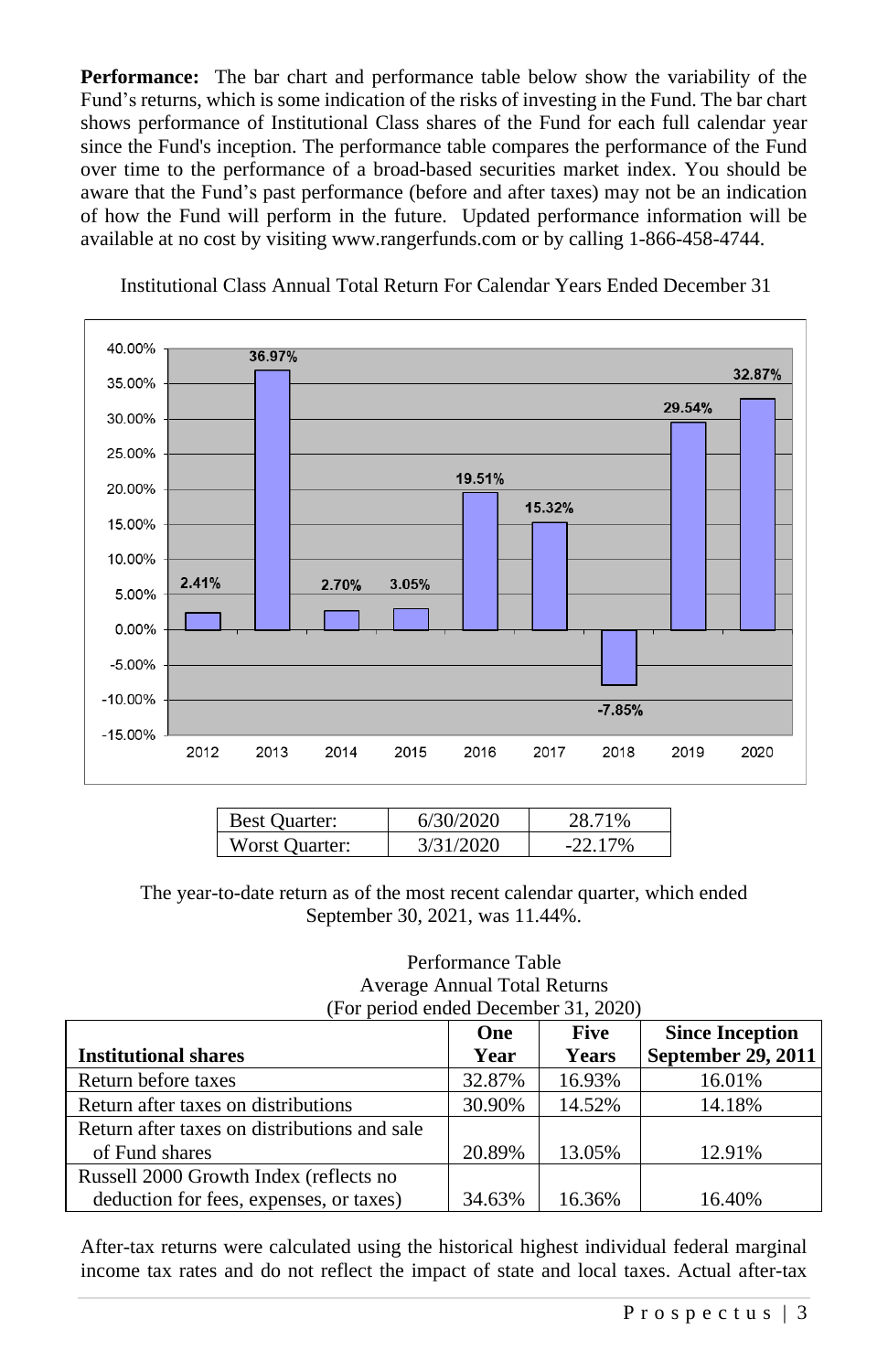**Performance:** The bar chart and performance table below show the variability of the Fund's returns, which is some indication of the risks of investing in the Fund. The bar chart shows performance of Institutional Class shares of the Fund for each full calendar year since the Fund's inception. The performance table compares the performance of the Fund over time to the performance of a broad-based securities market index. You should be aware that the Fund's past performance (before and after taxes) may not be an indication of how the Fund will perform in the future. Updated performance information will be available at no cost by visiting www.rangerfunds.com or by calling 1-866-458-4744.

Institutional Class Annual Total Return For Calendar Years Ended December 31

| 2012 | 2013 | 2014 | 2015 | 2016 | 2017 | 2018 | 2019 | 2020 |
|---|---|---|---|---|---|---|---|---|
| 2.41% | 36.97% | 2.70% | 3.05% | 19.51% | 15.32% | -7.85% | 29.54% | 32.87% |

| Best Quarter: | 6/30/2020 | 28.71% |
|---|---|---|
| Worst Quarter: | 3/31/2020 | -22.17% |

The year-to-date return as of the most recent calendar quarter, which ended September 30, 2021, was 11.44%.

Performance Table
Average Annual Total Returns
(For period ended December 31, 2020)

| Institutional shares | One Year | Five Years | Since Inception September 29, 2011 |
|---|---|---|---|
| Return before taxes | 32.87% | 16.93% | 16.01% |
| Return after taxes on distributions | 30.90% | 14.52% | 14.18% |
| Return after taxes on distributions and sale of Fund shares | 20.89% | 13.05% | 12.91% |
| Russell 2000 Growth Index (reflects no deduction for fees, expenses, or taxes) | 34.63% | 16.36% | 16.40% |

After-tax returns were calculated using the historical highest individual federal marginal income tax rates and do not reflect the impact of state and local taxes. Actual after-tax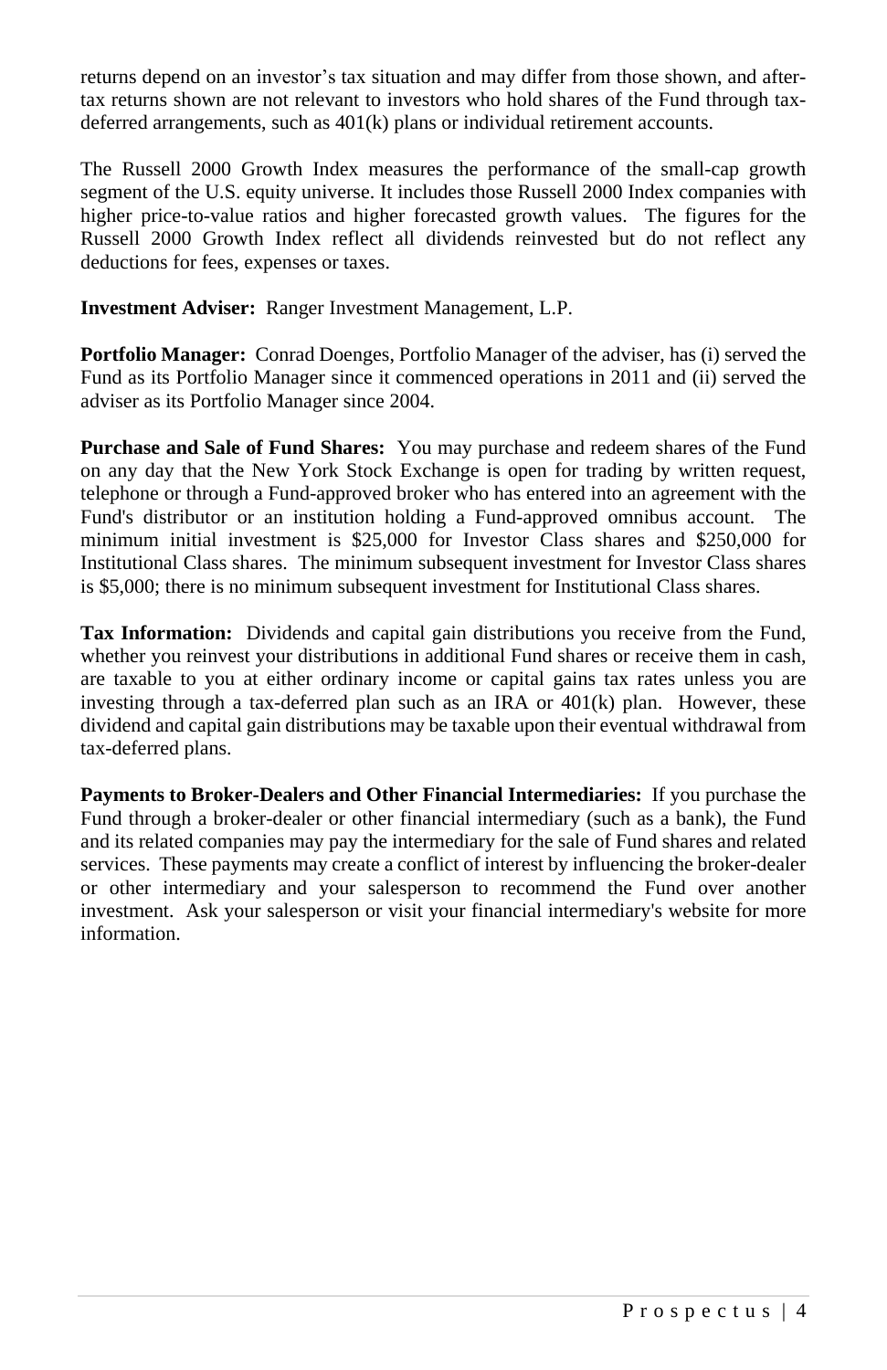returns depend on an investor's tax situation and may differ from those shown, and after-tax returns shown are not relevant to investors who hold shares of the Fund through tax-deferred arrangements, such as 401(k) plans or individual retirement accounts.

The Russell 2000 Growth Index measures the performance of the small-cap growth segment of the U.S. equity universe. It includes those Russell 2000 Index companies with higher price-to-value ratios and higher forecasted growth values. The figures for the Russell 2000 Growth Index reflect all dividends reinvested but do not reflect any deductions for fees, expenses or taxes.

**Investment Adviser:** Ranger Investment Management, L.P.

**Portfolio Manager:** Conrad Doenges, Portfolio Manager of the adviser, has (i) served the Fund as its Portfolio Manager since it commenced operations in 2011 and (ii) served the adviser as its Portfolio Manager since 2004.

**Purchase and Sale of Fund Shares:** You may purchase and redeem shares of the Fund on any day that the New York Stock Exchange is open for trading by written request, telephone or through a Fund-approved broker who has entered into an agreement with the Fund's distributor or an institution holding a Fund-approved omnibus account. The minimum initial investment is $25,000 for Investor Class shares and $250,000 for Institutional Class shares. The minimum subsequent investment for Investor Class shares is $5,000; there is no minimum subsequent investment for Institutional Class shares.

**Tax Information:** Dividends and capital gain distributions you receive from the Fund, whether you reinvest your distributions in additional Fund shares or receive them in cash, are taxable to you at either ordinary income or capital gains tax rates unless you are investing through a tax-deferred plan such as an IRA or 401(k) plan. However, these dividend and capital gain distributions may be taxable upon their eventual withdrawal from tax-deferred plans.

**Payments to Broker-Dealers and Other Financial Intermediaries:** If you purchase the Fund through a broker-dealer or other financial intermediary (such as a bank), the Fund and its related companies may pay the intermediary for the sale of Fund shares and related services. These payments may create a conflict of interest by influencing the broker-dealer or other intermediary and your salesperson to recommend the Fund over another investment. Ask your salesperson or visit your financial intermediary's website for more information.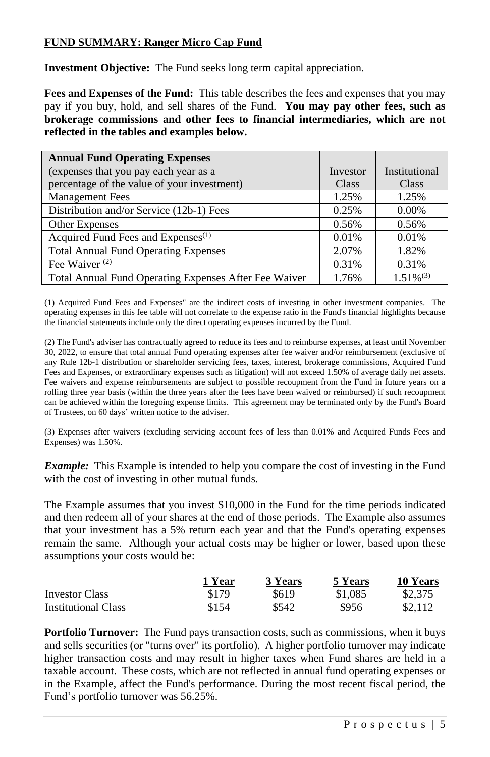**FUND SUMMARY: Ranger Micro Cap Fund**

**Investment Objective:** The Fund seeks long term capital appreciation.

**Fees and Expenses of the Fund:** This table describes the fees and expenses that you may pay if you buy, hold, and sell shares of the Fund. **You may pay other fees, such as brokerage commissions and other fees to financial intermediaries, which are not reflected in the tables and examples below.**

| **Annual Fund Operating Expenses** (expenses that you pay each year as a percentage of the value of your investment) | Investor Class | Institutional Class |
|---|---|---|
| Management Fees | 1.25% | 1.25% |
| Distribution and/or Service (12b-1) Fees | 0.25% | 0.00% |
| Other Expenses | 0.56% | 0.56% |
| Acquired Fund Fees and Expenses[1] | 0.01% | 0.01% |
| Total Annual Fund Operating Expenses | 2.07% | 1.82% |
| Fee Waiver [2] | 0.31% | 0.31% |
| Total Annual Fund Operating Expenses After Fee Waiver | 1.76% | 1.51%[3] |

(1) Acquired Fund Fees and Expenses" are the indirect costs of investing in other investment companies. The operating expenses in this fee table will not correlate to the expense ratio in the Fund's financial highlights because the financial statements include only the direct operating expenses incurred by the Fund.

(2) The Fund's adviser has contractually agreed to reduce its fees and to reimburse expenses, at least until November 30, 2022, to ensure that total annual Fund operating expenses after fee waiver and/or reimbursement (exclusive of any Rule 12b-1 distribution or shareholder servicing fees, taxes, interest, brokerage commissions, Acquired Fund Fees and Expenses, or extraordinary expenses such as litigation) will not exceed 1.50% of average daily net assets. Fee waivers and expense reimbursements are subject to possible recoupment from the Fund in future years on a rolling three year basis (within the three years after the fees have been waived or reimbursed) if such recoupment can be achieved within the foregoing expense limits. This agreement may be terminated only by the Fund's Board of Trustees, on 60 days' written notice to the adviser.

(3) Expenses after waivers (excluding servicing account fees of less than 0.01% and Acquired Funds Fees and Expenses) was 1.50%.

***Example:*** This Example is intended to help you compare the cost of investing in the Fund with the cost of investing in other mutual funds.

The Example assumes that you invest $10,000 in the Fund for the time periods indicated and then redeem all of your shares at the end of those periods. The Example also assumes that your investment has a 5% return each year and that the Fund's operating expenses remain the same. Although your actual costs may be higher or lower, based upon these assumptions your costs would be:

| | 1 Year | 3 Years | 5 Years | 10 Years |
|---|---|---|---|---|
| Investor Class | $179 | $619 | $1,085 | $2,375 |
| Institutional Class | $154 | $542 | $956 | $2,112 |

**Portfolio Turnover:** The Fund pays transaction costs, such as commissions, when it buys and sells securities (or "turns over" its portfolio). A higher portfolio turnover may indicate higher transaction costs and may result in higher taxes when Fund shares are held in a taxable account. These costs, which are not reflected in annual fund operating expenses or in the Example, affect the Fund's performance. During the most recent fiscal period, the Fund's portfolio turnover was 56.25%.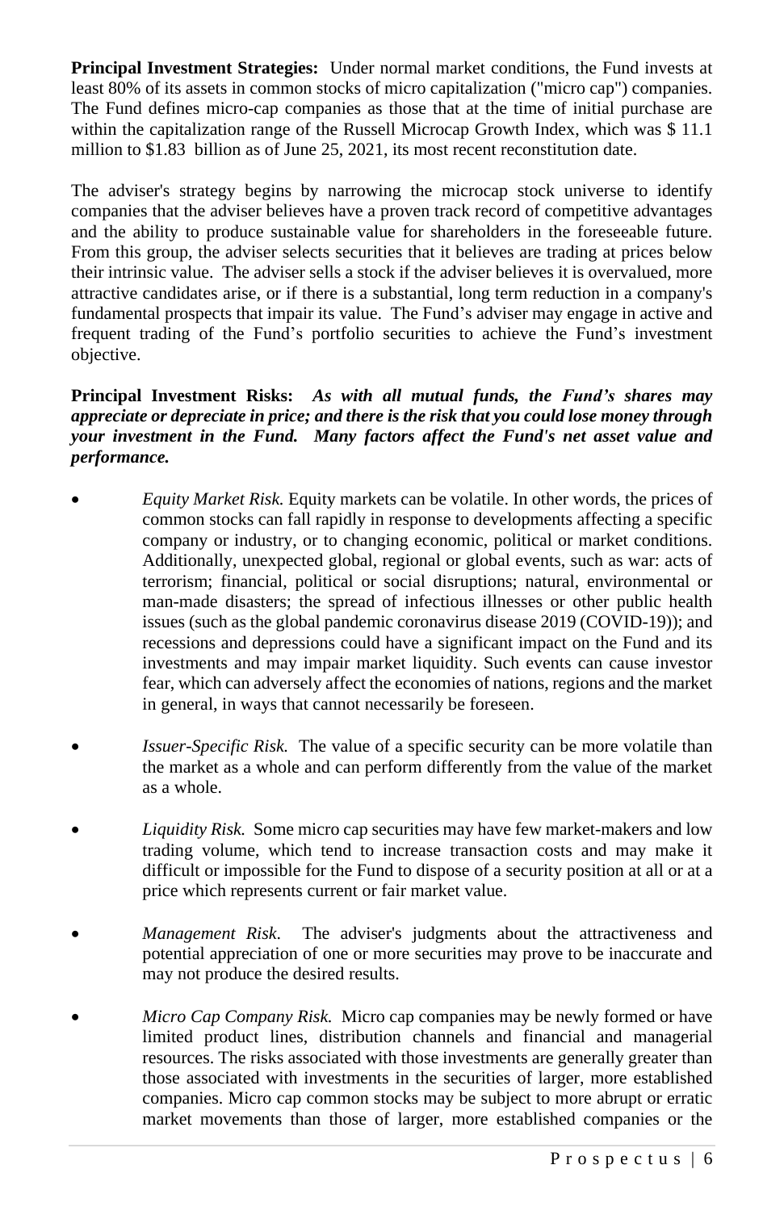**Principal Investment Strategies:** Under normal market conditions, the Fund invests at least 80% of its assets in common stocks of micro capitalization ("micro cap") companies. The Fund defines micro-cap companies as those that at the time of initial purchase are within the capitalization range of the Russell Microcap Growth Index, which was $ 11.1 million to $1.83 billion as of June 25, 2021, its most recent reconstitution date.

The adviser's strategy begins by narrowing the microcap stock universe to identify companies that the adviser believes have a proven track record of competitive advantages and the ability to produce sustainable value for shareholders in the foreseeable future. From this group, the adviser selects securities that it believes are trading at prices below their intrinsic value. The adviser sells a stock if the adviser believes it is overvalued, more attractive candidates arise, or if there is a substantial, long term reduction in a company's fundamental prospects that impair its value. The Fund's adviser may engage in active and frequent trading of the Fund's portfolio securities to achieve the Fund's investment objective.

**Principal Investment Risks:** ***As with all mutual funds, the Fund's shares may appreciate or depreciate in price; and there is the risk that you could lose money through your investment in the Fund. Many factors affect the Fund's net asset value and performance.***

- *Equity Market Risk.* Equity markets can be volatile. In other words, the prices of common stocks can fall rapidly in response to developments affecting a specific company or industry, or to changing economic, political or market conditions. Additionally, unexpected global, regional or global events, such as war: acts of terrorism; financial, political or social disruptions; natural, environmental or man-made disasters; the spread of infectious illnesses or other public health issues (such as the global pandemic coronavirus disease 2019 (COVID-19)); and recessions and depressions could have a significant impact on the Fund and its investments and may impair market liquidity. Such events can cause investor fear, which can adversely affect the economies of nations, regions and the market in general, in ways that cannot necessarily be foreseen.

- *Issuer-Specific Risk.* The value of a specific security can be more volatile than the market as a whole and can perform differently from the value of the market as a whole.

- *Liquidity Risk.* Some micro cap securities may have few market-makers and low trading volume, which tend to increase transaction costs and may make it difficult or impossible for the Fund to dispose of a security position at all or at a price which represents current or fair market value.

- *Management Risk*. The adviser's judgments about the attractiveness and potential appreciation of one or more securities may prove to be inaccurate and may not produce the desired results.

- *Micro Cap Company Risk.* Micro cap companies may be newly formed or have limited product lines, distribution channels and financial and managerial resources. The risks associated with those investments are generally greater than those associated with investments in the securities of larger, more established companies. Micro cap common stocks may be subject to more abrupt or erratic market movements than those of larger, more established companies or the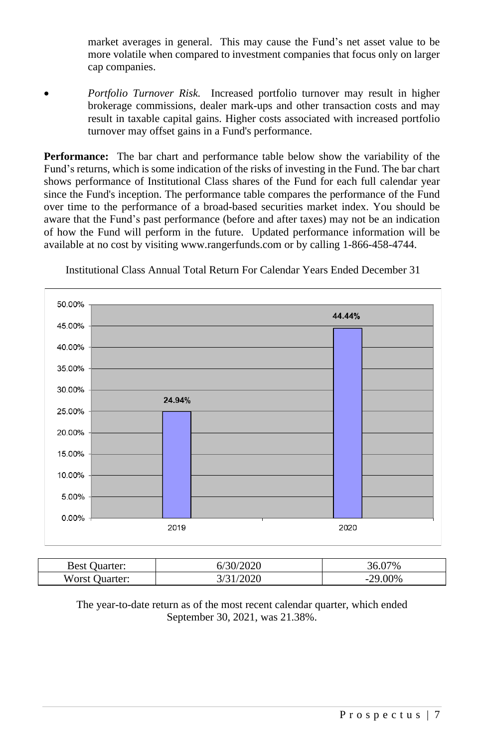market averages in general. This may cause the Fund's net asset value to be more volatile when compared to investment companies that focus only on larger cap companies.

- *Portfolio Turnover Risk.* Increased portfolio turnover may result in higher brokerage commissions, dealer mark-ups and other transaction costs and may result in taxable capital gains. Higher costs associated with increased portfolio turnover may offset gains in a Fund's performance.

**Performance:** The bar chart and performance table below show the variability of the Fund's returns, which is some indication of the risks of investing in the Fund. The bar chart shows performance of Institutional Class shares of the Fund for each full calendar year since the Fund's inception. The performance table compares the performance of the Fund over time to the performance of a broad-based securities market index. You should be aware that the Fund's past performance (before and after taxes) may not be an indication of how the Fund will perform in the future. Updated performance information will be available at no cost by visiting www.rangerfunds.com or by calling 1-866-458-4744.

Institutional Class Annual Total Return For Calendar Years Ended December 31

| Year | Return |
|---|---|
| 2019 | 24.94% |
| 2020 | 44.44% |

| Best Quarter: | 6/30/2020 | 36.07% |
|---|---|---|
| Worst Quarter: | 3/31/2020 | -29.00% |

The year-to-date return as of the most recent calendar quarter, which ended September 30, 2021, was 21.38%.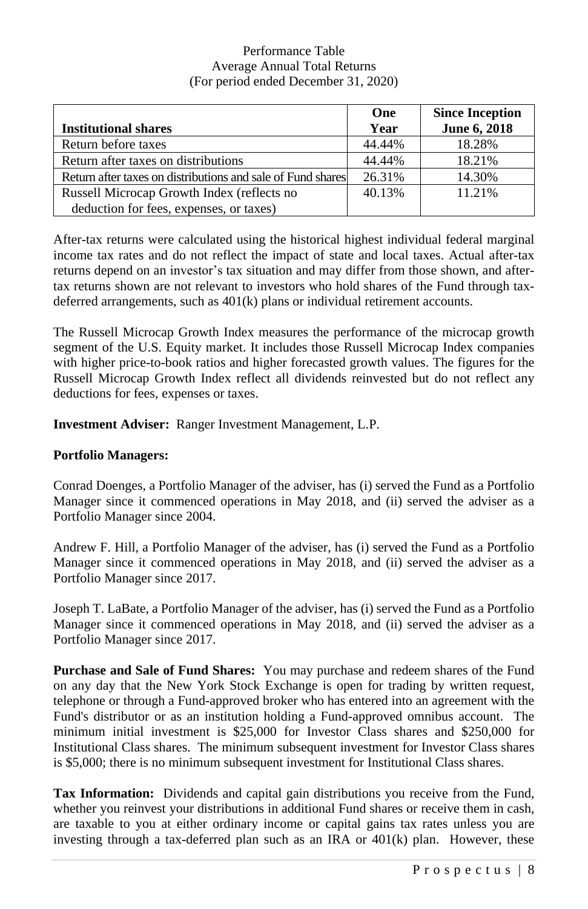Performance Table
Average Annual Total Returns
(For period ended December 31, 2020)

| Institutional shares | One Year | Since Inception June 6, 2018 |
|---|---|---|
| Return before taxes | 44.44% | 18.28% |
| Return after taxes on distributions | 44.44% | 18.21% |
| Return after taxes on distributions and sale of Fund shares | 26.31% | 14.30% |
| Russell Microcap Growth Index (reflects no deduction for fees, expenses, or taxes) | 40.13% | 11.21% |

After-tax returns were calculated using the historical highest individual federal marginal income tax rates and do not reflect the impact of state and local taxes. Actual after-tax returns depend on an investor's tax situation and may differ from those shown, and after-tax returns shown are not relevant to investors who hold shares of the Fund through tax-deferred arrangements, such as 401(k) plans or individual retirement accounts.

The Russell Microcap Growth Index measures the performance of the microcap growth segment of the U.S. Equity market. It includes those Russell Microcap Index companies with higher price-to-book ratios and higher forecasted growth values. The figures for the Russell Microcap Growth Index reflect all dividends reinvested but do not reflect any deductions for fees, expenses or taxes.

**Investment Adviser:** Ranger Investment Management, L.P.

**Portfolio Managers:**

Conrad Doenges, a Portfolio Manager of the adviser, has (i) served the Fund as a Portfolio Manager since it commenced operations in May 2018, and (ii) served the adviser as a Portfolio Manager since 2004.

Andrew F. Hill, a Portfolio Manager of the adviser, has (i) served the Fund as a Portfolio Manager since it commenced operations in May 2018, and (ii) served the adviser as a Portfolio Manager since 2017.

Joseph T. LaBate, a Portfolio Manager of the adviser, has (i) served the Fund as a Portfolio Manager since it commenced operations in May 2018, and (ii) served the adviser as a Portfolio Manager since 2017.

**Purchase and Sale of Fund Shares:** You may purchase and redeem shares of the Fund on any day that the New York Stock Exchange is open for trading by written request, telephone or through a Fund-approved broker who has entered into an agreement with the Fund's distributor or as an institution holding a Fund-approved omnibus account. The minimum initial investment is $25,000 for Investor Class shares and $250,000 for Institutional Class shares. The minimum subsequent investment for Investor Class shares is $5,000; there is no minimum subsequent investment for Institutional Class shares.

**Tax Information:** Dividends and capital gain distributions you receive from the Fund, whether you reinvest your distributions in additional Fund shares or receive them in cash, are taxable to you at either ordinary income or capital gains tax rates unless you are investing through a tax-deferred plan such as an IRA or 401(k) plan. However, these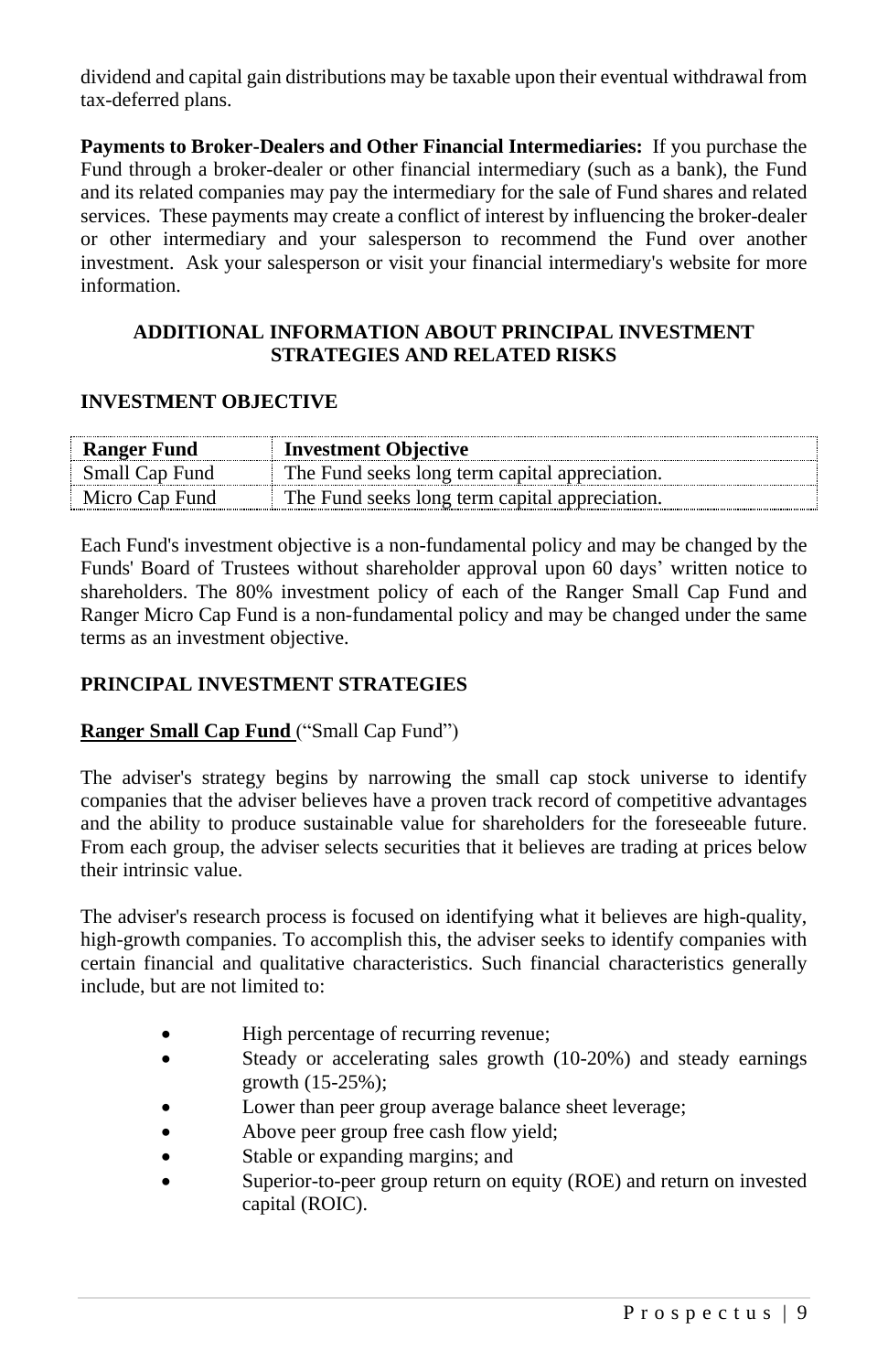dividend and capital gain distributions may be taxable upon their eventual withdrawal from tax-deferred plans.

**Payments to Broker-Dealers and Other Financial Intermediaries:** If you purchase the Fund through a broker-dealer or other financial intermediary (such as a bank), the Fund and its related companies may pay the intermediary for the sale of Fund shares and related services. These payments may create a conflict of interest by influencing the broker-dealer or other intermediary and your salesperson to recommend the Fund over another investment. Ask your salesperson or visit your financial intermediary's website for more information.

## ADDITIONAL INFORMATION ABOUT PRINCIPAL INVESTMENT STRATEGIES AND RELATED RISKS

### INVESTMENT OBJECTIVE

| Ranger Fund | Investment Objective |
|---|---|
| Small Cap Fund | The Fund seeks long term capital appreciation. |
| Micro Cap Fund | The Fund seeks long term capital appreciation. |

Each Fund's investment objective is a non-fundamental policy and may be changed by the Funds' Board of Trustees without shareholder approval upon 60 days' written notice to shareholders. The 80% investment policy of each of the Ranger Small Cap Fund and Ranger Micro Cap Fund is a non-fundamental policy and may be changed under the same terms as an investment objective.

### PRINCIPAL INVESTMENT STRATEGIES

**Ranger Small Cap Fund** ("Small Cap Fund")

The adviser's strategy begins by narrowing the small cap stock universe to identify companies that the adviser believes have a proven track record of competitive advantages and the ability to produce sustainable value for shareholders for the foreseeable future. From each group, the adviser selects securities that it believes are trading at prices below their intrinsic value.

The adviser's research process is focused on identifying what it believes are high-quality, high-growth companies. To accomplish this, the adviser seeks to identify companies with certain financial and qualitative characteristics. Such financial characteristics generally include, but are not limited to:

- High percentage of recurring revenue;
- Steady or accelerating sales growth (10-20%) and steady earnings growth (15-25%);
- Lower than peer group average balance sheet leverage;
- Above peer group free cash flow yield;
- Stable or expanding margins; and
- Superior-to-peer group return on equity (ROE) and return on invested capital (ROIC).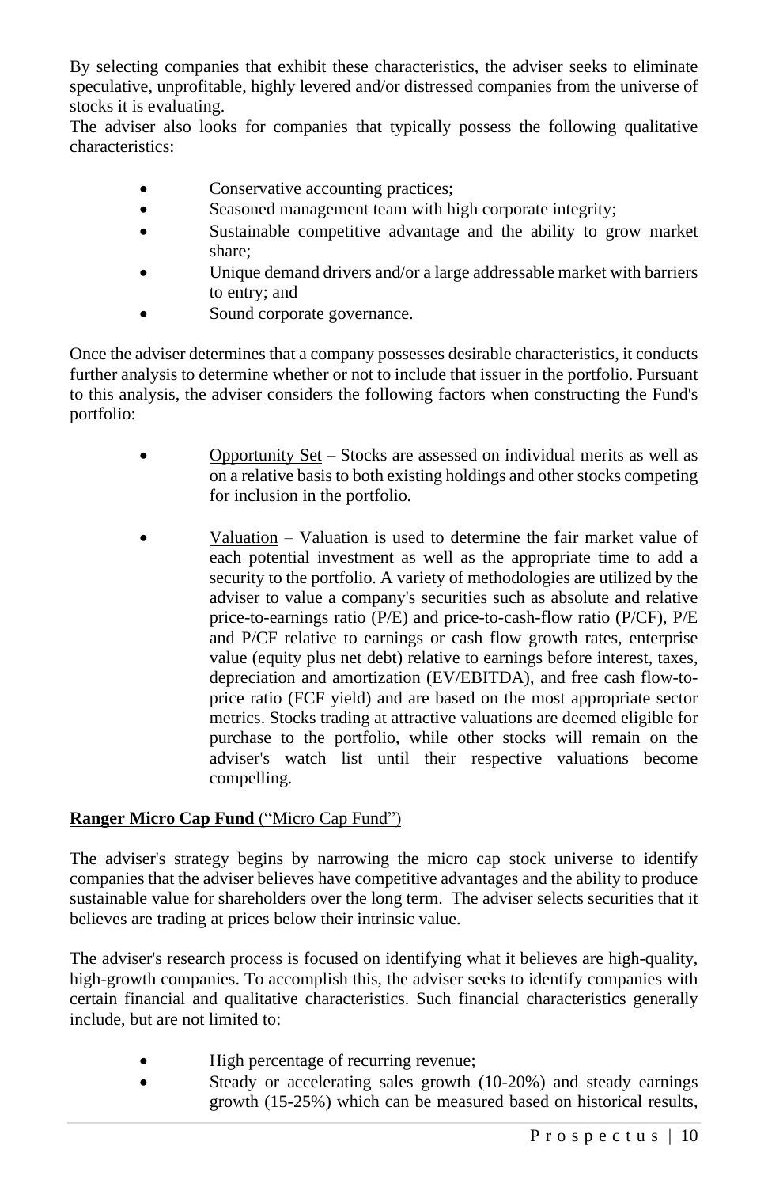By selecting companies that exhibit these characteristics, the adviser seeks to eliminate speculative, unprofitable, highly levered and/or distressed companies from the universe of stocks it is evaluating.
The adviser also looks for companies that typically possess the following qualitative characteristics:

- Conservative accounting practices;
- Seasoned management team with high corporate integrity;
- Sustainable competitive advantage and the ability to grow market share;
- Unique demand drivers and/or a large addressable market with barriers to entry; and
- Sound corporate governance.

Once the adviser determines that a company possesses desirable characteristics, it conducts further analysis to determine whether or not to include that issuer in the portfolio. Pursuant to this analysis, the adviser considers the following factors when constructing the Fund's portfolio:

- Opportunity Set – Stocks are assessed on individual merits as well as on a relative basis to both existing holdings and other stocks competing for inclusion in the portfolio.

- Valuation – Valuation is used to determine the fair market value of each potential investment as well as the appropriate time to add a security to the portfolio. A variety of methodologies are utilized by the adviser to value a company's securities such as absolute and relative price-to-earnings ratio (P/E) and price-to-cash-flow ratio (P/CF), P/E and P/CF relative to earnings or cash flow growth rates, enterprise value (equity plus net debt) relative to earnings before interest, taxes, depreciation and amortization (EV/EBITDA), and free cash flow-to-price ratio (FCF yield) and are based on the most appropriate sector metrics. Stocks trading at attractive valuations are deemed eligible for purchase to the portfolio, while other stocks will remain on the adviser's watch list until their respective valuations become compelling.

**Ranger Micro Cap Fund** ("Micro Cap Fund")

The adviser's strategy begins by narrowing the micro cap stock universe to identify companies that the adviser believes have competitive advantages and the ability to produce sustainable value for shareholders over the long term. The adviser selects securities that it believes are trading at prices below their intrinsic value.

The adviser's research process is focused on identifying what it believes are high-quality, high-growth companies. To accomplish this, the adviser seeks to identify companies with certain financial and qualitative characteristics. Such financial characteristics generally include, but are not limited to:

- High percentage of recurring revenue;
- Steady or accelerating sales growth (10-20%) and steady earnings growth (15-25%) which can be measured based on historical results,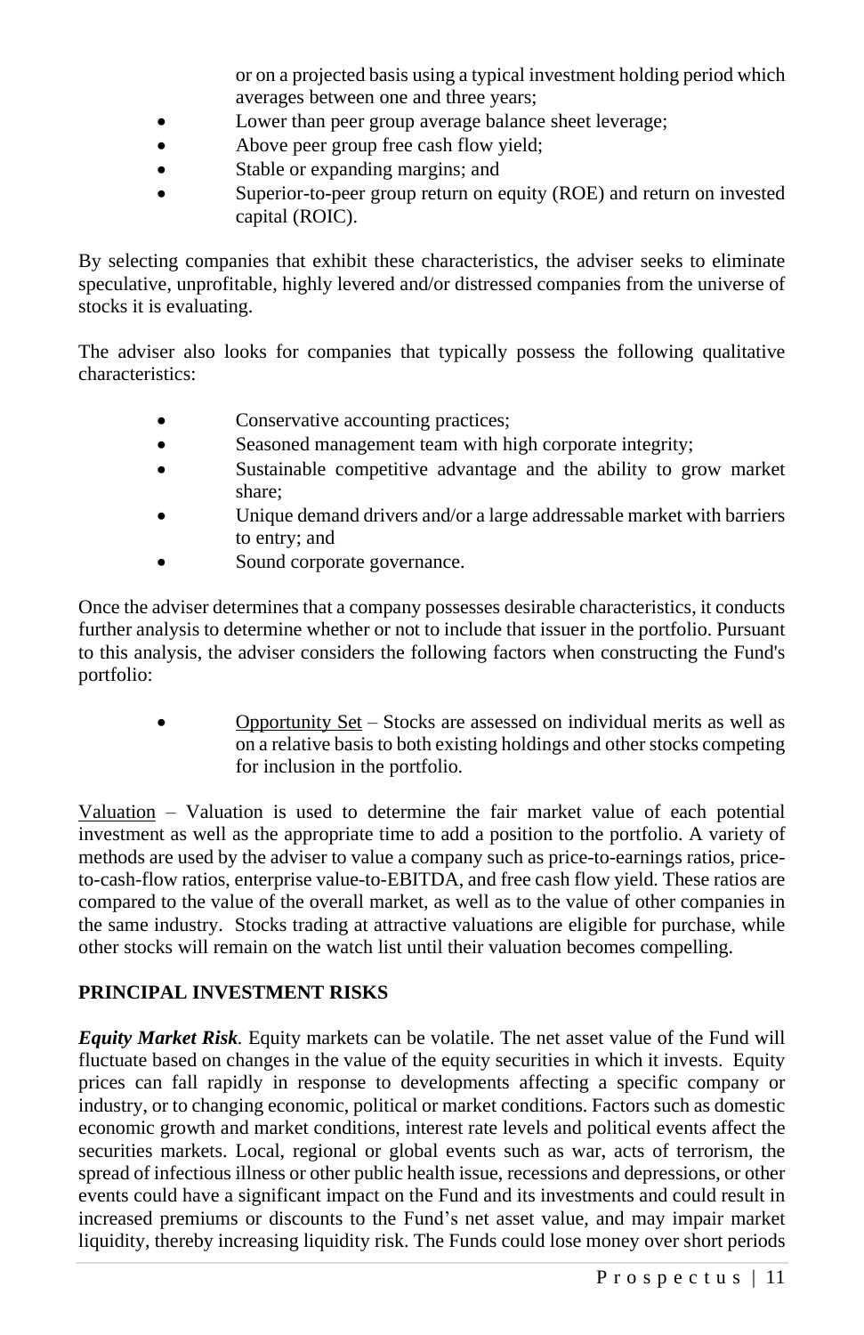or on a projected basis using a typical investment holding period which averages between one and three years;
- Lower than peer group average balance sheet leverage;
- Above peer group free cash flow yield;
- Stable or expanding margins; and
- Superior-to-peer group return on equity (ROE) and return on invested capital (ROIC).

By selecting companies that exhibit these characteristics, the adviser seeks to eliminate speculative, unprofitable, highly levered and/or distressed companies from the universe of stocks it is evaluating.

The adviser also looks for companies that typically possess the following qualitative characteristics:

- Conservative accounting practices;
- Seasoned management team with high corporate integrity;
- Sustainable competitive advantage and the ability to grow market share;
- Unique demand drivers and/or a large addressable market with barriers to entry; and
- Sound corporate governance.

Once the adviser determines that a company possesses desirable characteristics, it conducts further analysis to determine whether or not to include that issuer in the portfolio. Pursuant to this analysis, the adviser considers the following factors when constructing the Fund's portfolio:

- Opportunity Set – Stocks are assessed on individual merits as well as on a relative basis to both existing holdings and other stocks competing for inclusion in the portfolio.

Valuation – Valuation is used to determine the fair market value of each potential investment as well as the appropriate time to add a position to the portfolio. A variety of methods are used by the adviser to value a company such as price-to-earnings ratios, price-to-cash-flow ratios, enterprise value-to-EBITDA, and free cash flow yield. These ratios are compared to the value of the overall market, as well as to the value of other companies in the same industry. Stocks trading at attractive valuations are eligible for purchase, while other stocks will remain on the watch list until their valuation becomes compelling.

## PRINCIPAL INVESTMENT RISKS

***Equity Market Risk***. Equity markets can be volatile. The net asset value of the Fund will fluctuate based on changes in the value of the equity securities in which it invests. Equity prices can fall rapidly in response to developments affecting a specific company or industry, or to changing economic, political or market conditions. Factors such as domestic economic growth and market conditions, interest rate levels and political events affect the securities markets. Local, regional or global events such as war, acts of terrorism, the spread of infectious illness or other public health issue, recessions and depressions, or other events could have a significant impact on the Fund and its investments and could result in increased premiums or discounts to the Fund's net asset value, and may impair market liquidity, thereby increasing liquidity risk. The Funds could lose money over short periods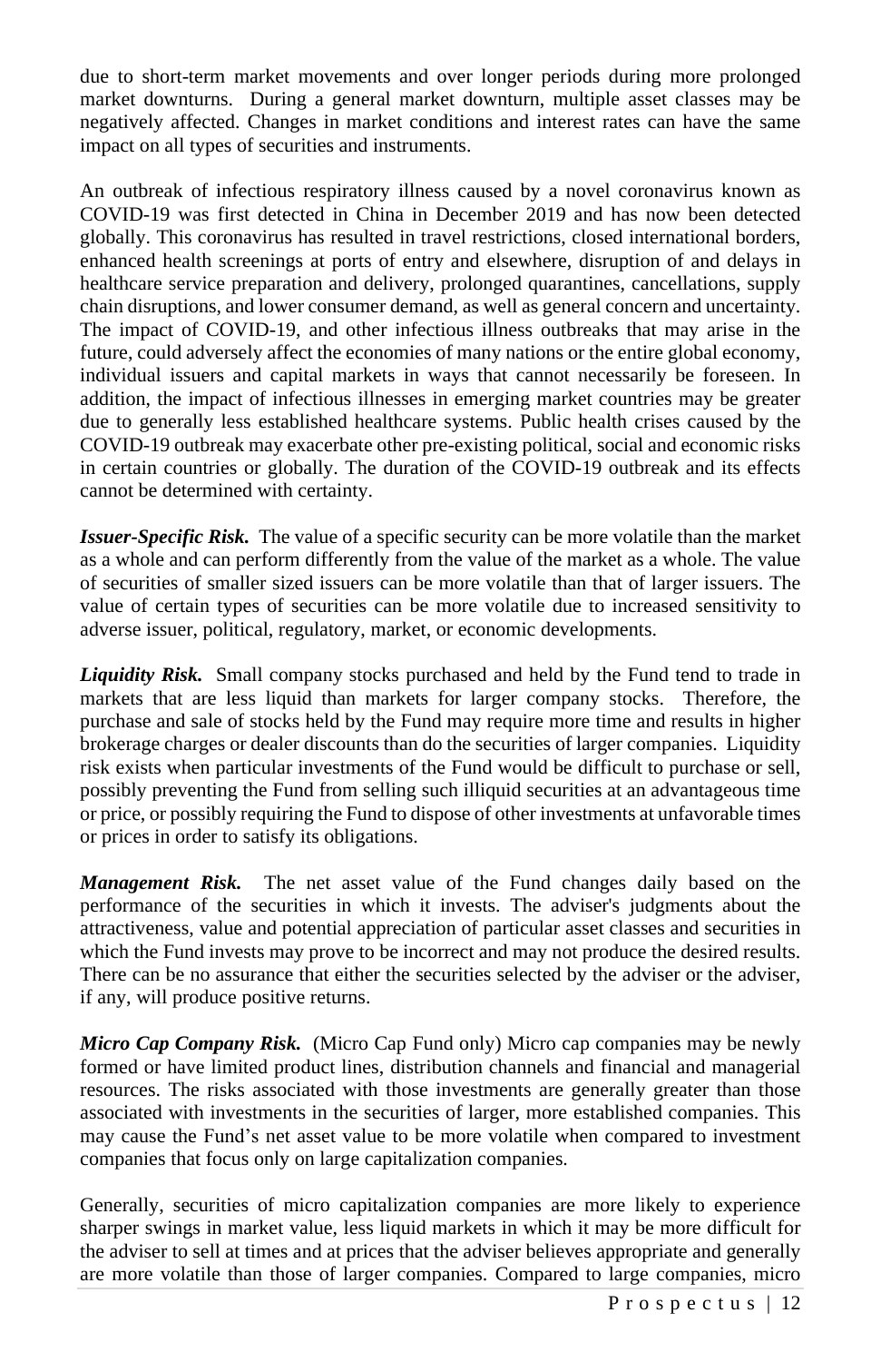due to short-term market movements and over longer periods during more prolonged market downturns. During a general market downturn, multiple asset classes may be negatively affected. Changes in market conditions and interest rates can have the same impact on all types of securities and instruments.

An outbreak of infectious respiratory illness caused by a novel coronavirus known as COVID-19 was first detected in China in December 2019 and has now been detected globally. This coronavirus has resulted in travel restrictions, closed international borders, enhanced health screenings at ports of entry and elsewhere, disruption of and delays in healthcare service preparation and delivery, prolonged quarantines, cancellations, supply chain disruptions, and lower consumer demand, as well as general concern and uncertainty. The impact of COVID-19, and other infectious illness outbreaks that may arise in the future, could adversely affect the economies of many nations or the entire global economy, individual issuers and capital markets in ways that cannot necessarily be foreseen. In addition, the impact of infectious illnesses in emerging market countries may be greater due to generally less established healthcare systems. Public health crises caused by the COVID-19 outbreak may exacerbate other pre-existing political, social and economic risks in certain countries or globally. The duration of the COVID-19 outbreak and its effects cannot be determined with certainty.

***Issuer-Specific Risk.*** The value of a specific security can be more volatile than the market as a whole and can perform differently from the value of the market as a whole. The value of securities of smaller sized issuers can be more volatile than that of larger issuers. The value of certain types of securities can be more volatile due to increased sensitivity to adverse issuer, political, regulatory, market, or economic developments.

***Liquidity Risk.*** Small company stocks purchased and held by the Fund tend to trade in markets that are less liquid than markets for larger company stocks. Therefore, the purchase and sale of stocks held by the Fund may require more time and results in higher brokerage charges or dealer discounts than do the securities of larger companies. Liquidity risk exists when particular investments of the Fund would be difficult to purchase or sell, possibly preventing the Fund from selling such illiquid securities at an advantageous time or price, or possibly requiring the Fund to dispose of other investments at unfavorable times or prices in order to satisfy its obligations.

***Management Risk.*** The net asset value of the Fund changes daily based on the performance of the securities in which it invests. The adviser's judgments about the attractiveness, value and potential appreciation of particular asset classes and securities in which the Fund invests may prove to be incorrect and may not produce the desired results. There can be no assurance that either the securities selected by the adviser or the adviser, if any, will produce positive returns.

***Micro Cap Company Risk.*** (Micro Cap Fund only) Micro cap companies may be newly formed or have limited product lines, distribution channels and financial and managerial resources. The risks associated with those investments are generally greater than those associated with investments in the securities of larger, more established companies. This may cause the Fund's net asset value to be more volatile when compared to investment companies that focus only on large capitalization companies.

Generally, securities of micro capitalization companies are more likely to experience sharper swings in market value, less liquid markets in which it may be more difficult for the adviser to sell at times and at prices that the adviser believes appropriate and generally are more volatile than those of larger companies. Compared to large companies, micro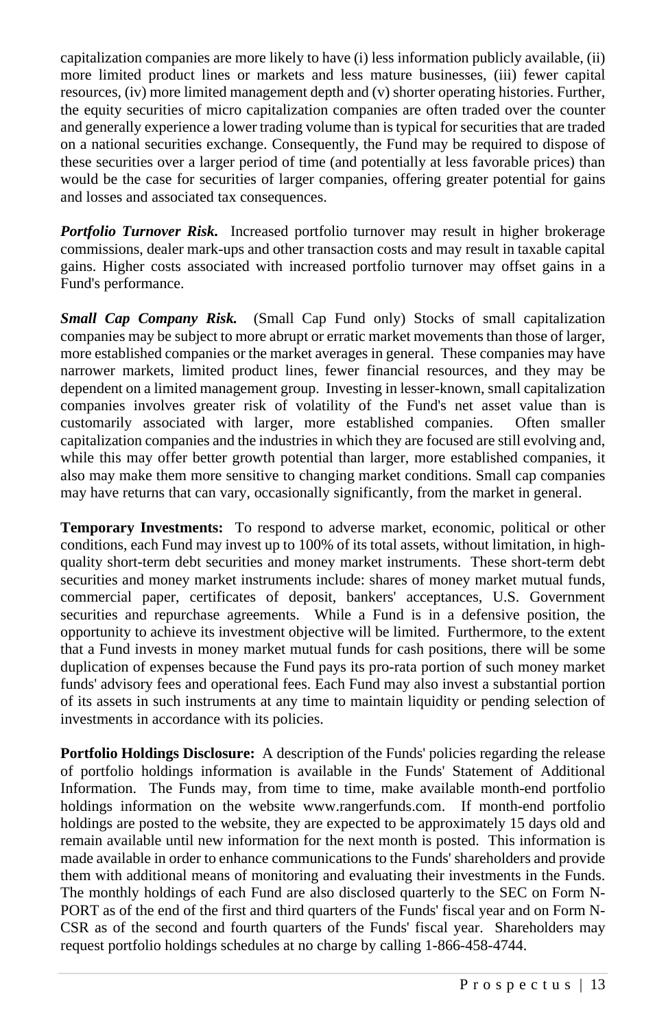capitalization companies are more likely to have (i) less information publicly available, (ii) more limited product lines or markets and less mature businesses, (iii) fewer capital resources, (iv) more limited management depth and (v) shorter operating histories. Further, the equity securities of micro capitalization companies are often traded over the counter and generally experience a lower trading volume than is typical for securities that are traded on a national securities exchange. Consequently, the Fund may be required to dispose of these securities over a larger period of time (and potentially at less favorable prices) than would be the case for securities of larger companies, offering greater potential for gains and losses and associated tax consequences.

***Portfolio Turnover Risk.*** Increased portfolio turnover may result in higher brokerage commissions, dealer mark-ups and other transaction costs and may result in taxable capital gains. Higher costs associated with increased portfolio turnover may offset gains in a Fund's performance.

***Small Cap Company Risk.*** (Small Cap Fund only) Stocks of small capitalization companies may be subject to more abrupt or erratic market movements than those of larger, more established companies or the market averages in general. These companies may have narrower markets, limited product lines, fewer financial resources, and they may be dependent on a limited management group. Investing in lesser-known, small capitalization companies involves greater risk of volatility of the Fund's net asset value than is customarily associated with larger, more established companies. Often smaller capitalization companies and the industries in which they are focused are still evolving and, while this may offer better growth potential than larger, more established companies, it also may make them more sensitive to changing market conditions. Small cap companies may have returns that can vary, occasionally significantly, from the market in general.

**Temporary Investments:** To respond to adverse market, economic, political or other conditions, each Fund may invest up to 100% of its total assets, without limitation, in high-quality short-term debt securities and money market instruments. These short-term debt securities and money market instruments include: shares of money market mutual funds, commercial paper, certificates of deposit, bankers' acceptances, U.S. Government securities and repurchase agreements. While a Fund is in a defensive position, the opportunity to achieve its investment objective will be limited. Furthermore, to the extent that a Fund invests in money market mutual funds for cash positions, there will be some duplication of expenses because the Fund pays its pro-rata portion of such money market funds' advisory fees and operational fees. Each Fund may also invest a substantial portion of its assets in such instruments at any time to maintain liquidity or pending selection of investments in accordance with its policies.

**Portfolio Holdings Disclosure:** A description of the Funds' policies regarding the release of portfolio holdings information is available in the Funds' Statement of Additional Information. The Funds may, from time to time, make available month-end portfolio holdings information on the website www.rangerfunds.com. If month-end portfolio holdings are posted to the website, they are expected to be approximately 15 days old and remain available until new information for the next month is posted. This information is made available in order to enhance communications to the Funds' shareholders and provide them with additional means of monitoring and evaluating their investments in the Funds. The monthly holdings of each Fund are also disclosed quarterly to the SEC on Form N-PORT as of the end of the first and third quarters of the Funds' fiscal year and on Form N-CSR as of the second and fourth quarters of the Funds' fiscal year. Shareholders may request portfolio holdings schedules at no charge by calling 1-866-458-4744.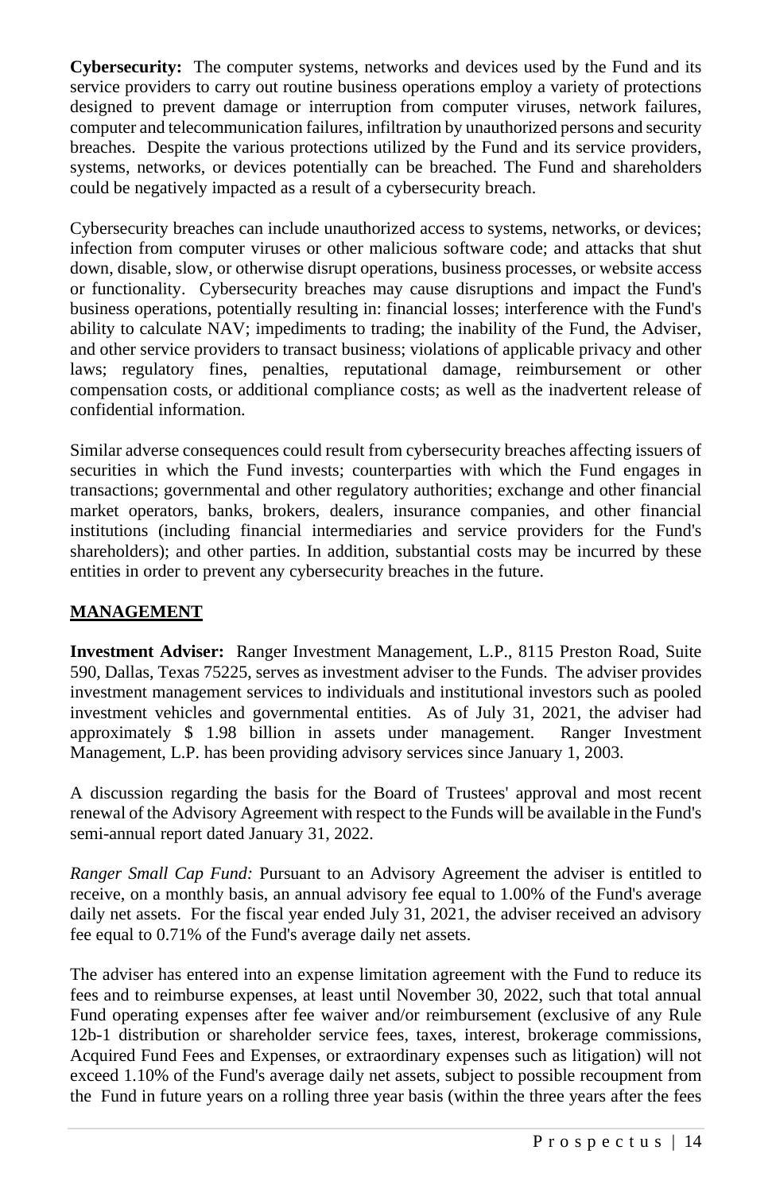**Cybersecurity:** The computer systems, networks and devices used by the Fund and its service providers to carry out routine business operations employ a variety of protections designed to prevent damage or interruption from computer viruses, network failures, computer and telecommunication failures, infiltration by unauthorized persons and security breaches. Despite the various protections utilized by the Fund and its service providers, systems, networks, or devices potentially can be breached. The Fund and shareholders could be negatively impacted as a result of a cybersecurity breach.

Cybersecurity breaches can include unauthorized access to systems, networks, or devices; infection from computer viruses or other malicious software code; and attacks that shut down, disable, slow, or otherwise disrupt operations, business processes, or website access or functionality. Cybersecurity breaches may cause disruptions and impact the Fund's business operations, potentially resulting in: financial losses; interference with the Fund's ability to calculate NAV; impediments to trading; the inability of the Fund, the Adviser, and other service providers to transact business; violations of applicable privacy and other laws; regulatory fines, penalties, reputational damage, reimbursement or other compensation costs, or additional compliance costs; as well as the inadvertent release of confidential information.

Similar adverse consequences could result from cybersecurity breaches affecting issuers of securities in which the Fund invests; counterparties with which the Fund engages in transactions; governmental and other regulatory authorities; exchange and other financial market operators, banks, brokers, dealers, insurance companies, and other financial institutions (including financial intermediaries and service providers for the Fund's shareholders); and other parties. In addition, substantial costs may be incurred by these entities in order to prevent any cybersecurity breaches in the future.

## MANAGEMENT

**Investment Adviser:** Ranger Investment Management, L.P., 8115 Preston Road, Suite 590, Dallas, Texas 75225, serves as investment adviser to the Funds. The adviser provides investment management services to individuals and institutional investors such as pooled investment vehicles and governmental entities. As of July 31, 2021, the adviser had approximately $ 1.98 billion in assets under management. Ranger Investment Management, L.P. has been providing advisory services since January 1, 2003.

A discussion regarding the basis for the Board of Trustees' approval and most recent renewal of the Advisory Agreement with respect to the Funds will be available in the Fund's semi-annual report dated January 31, 2022.

*Ranger Small Cap Fund:* Pursuant to an Advisory Agreement the adviser is entitled to receive, on a monthly basis, an annual advisory fee equal to 1.00% of the Fund's average daily net assets. For the fiscal year ended July 31, 2021, the adviser received an advisory fee equal to 0.71% of the Fund's average daily net assets.

The adviser has entered into an expense limitation agreement with the Fund to reduce its fees and to reimburse expenses, at least until November 30, 2022, such that total annual Fund operating expenses after fee waiver and/or reimbursement (exclusive of any Rule 12b-1 distribution or shareholder service fees, taxes, interest, brokerage commissions, Acquired Fund Fees and Expenses, or extraordinary expenses such as litigation) will not exceed 1.10% of the Fund's average daily net assets, subject to possible recoupment from the Fund in future years on a rolling three year basis (within the three years after the fees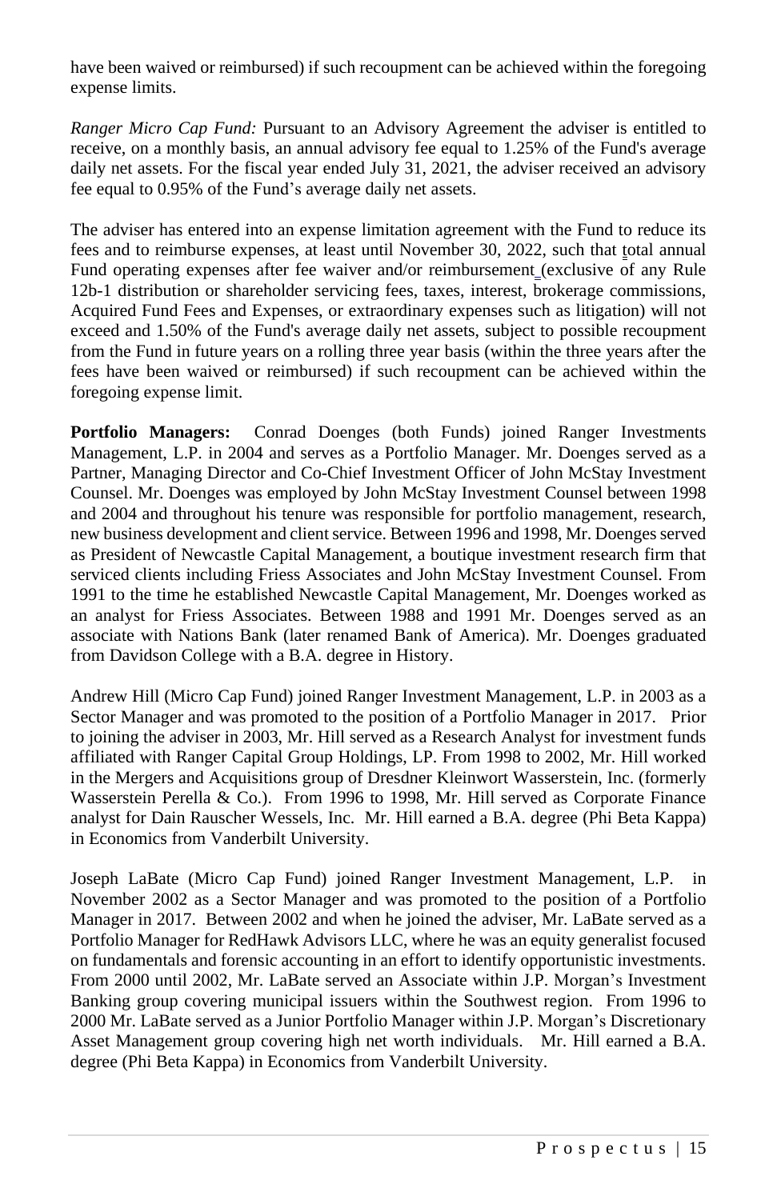have been waived or reimbursed) if such recoupment can be achieved within the foregoing expense limits.

*Ranger Micro Cap Fund:* Pursuant to an Advisory Agreement the adviser is entitled to receive, on a monthly basis, an annual advisory fee equal to 1.25% of the Fund's average daily net assets. For the fiscal year ended July 31, 2021, the adviser received an advisory fee equal to 0.95% of the Fund's average daily net assets.

The adviser has entered into an expense limitation agreement with the Fund to reduce its fees and to reimburse expenses, at least until November 30, 2022, such that total annual Fund operating expenses after fee waiver and/or reimbursement (exclusive of any Rule 12b-1 distribution or shareholder servicing fees, taxes, interest, brokerage commissions, Acquired Fund Fees and Expenses, or extraordinary expenses such as litigation) will not exceed and 1.50% of the Fund's average daily net assets, subject to possible recoupment from the Fund in future years on a rolling three year basis (within the three years after the fees have been waived or reimbursed) if such recoupment can be achieved within the foregoing expense limit.

**Portfolio Managers:** Conrad Doenges (both Funds) joined Ranger Investments Management, L.P. in 2004 and serves as a Portfolio Manager. Mr. Doenges served as a Partner, Managing Director and Co-Chief Investment Officer of John McStay Investment Counsel. Mr. Doenges was employed by John McStay Investment Counsel between 1998 and 2004 and throughout his tenure was responsible for portfolio management, research, new business development and client service. Between 1996 and 1998, Mr. Doenges served as President of Newcastle Capital Management, a boutique investment research firm that serviced clients including Friess Associates and John McStay Investment Counsel. From 1991 to the time he established Newcastle Capital Management, Mr. Doenges worked as an analyst for Friess Associates. Between 1988 and 1991 Mr. Doenges served as an associate with Nations Bank (later renamed Bank of America). Mr. Doenges graduated from Davidson College with a B.A. degree in History.

Andrew Hill (Micro Cap Fund) joined Ranger Investment Management, L.P. in 2003 as a Sector Manager and was promoted to the position of a Portfolio Manager in 2017. Prior to joining the adviser in 2003, Mr. Hill served as a Research Analyst for investment funds affiliated with Ranger Capital Group Holdings, LP. From 1998 to 2002, Mr. Hill worked in the Mergers and Acquisitions group of Dresdner Kleinwort Wasserstein, Inc. (formerly Wasserstein Perella & Co.). From 1996 to 1998, Mr. Hill served as Corporate Finance analyst for Dain Rauscher Wessels, Inc. Mr. Hill earned a B.A. degree (Phi Beta Kappa) in Economics from Vanderbilt University.

Joseph LaBate (Micro Cap Fund) joined Ranger Investment Management, L.P. in November 2002 as a Sector Manager and was promoted to the position of a Portfolio Manager in 2017. Between 2002 and when he joined the adviser, Mr. LaBate served as a Portfolio Manager for RedHawk Advisors LLC, where he was an equity generalist focused on fundamentals and forensic accounting in an effort to identify opportunistic investments. From 2000 until 2002, Mr. LaBate served an Associate within J.P. Morgan's Investment Banking group covering municipal issuers within the Southwest region. From 1996 to 2000 Mr. LaBate served as a Junior Portfolio Manager within J.P. Morgan's Discretionary Asset Management group covering high net worth individuals. Mr. Hill earned a B.A. degree (Phi Beta Kappa) in Economics from Vanderbilt University.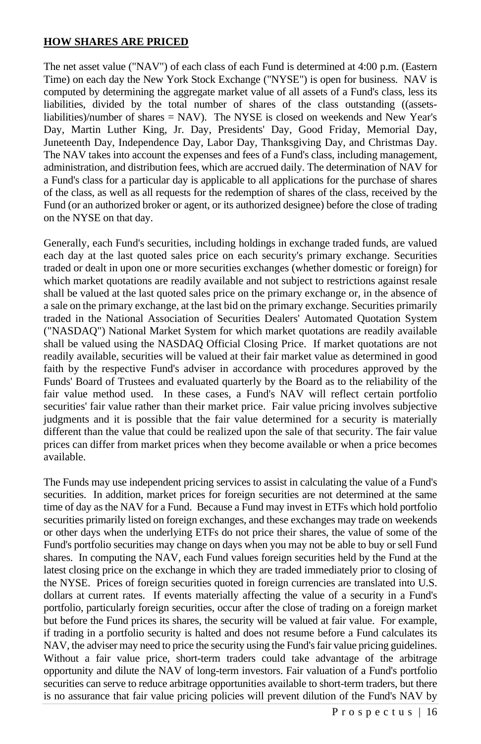## **HOW SHARES ARE PRICED**

The net asset value ("NAV") of each class of each Fund is determined at 4:00 p.m. (Eastern Time) on each day the New York Stock Exchange ("NYSE") is open for business. NAV is computed by determining the aggregate market value of all assets of a Fund's class, less its liabilities, divided by the total number of shares of the class outstanding ((assets-liabilities)/number of shares = NAV). The NYSE is closed on weekends and New Year's Day, Martin Luther King, Jr. Day, Presidents' Day, Good Friday, Memorial Day, Juneteenth Day, Independence Day, Labor Day, Thanksgiving Day, and Christmas Day. The NAV takes into account the expenses and fees of a Fund's class, including management, administration, and distribution fees, which are accrued daily. The determination of NAV for a Fund's class for a particular day is applicable to all applications for the purchase of shares of the class, as well as all requests for the redemption of shares of the class, received by the Fund (or an authorized broker or agent, or its authorized designee) before the close of trading on the NYSE on that day.

Generally, each Fund's securities, including holdings in exchange traded funds, are valued each day at the last quoted sales price on each security's primary exchange. Securities traded or dealt in upon one or more securities exchanges (whether domestic or foreign) for which market quotations are readily available and not subject to restrictions against resale shall be valued at the last quoted sales price on the primary exchange or, in the absence of a sale on the primary exchange, at the last bid on the primary exchange. Securities primarily traded in the National Association of Securities Dealers' Automated Quotation System ("NASDAQ") National Market System for which market quotations are readily available shall be valued using the NASDAQ Official Closing Price. If market quotations are not readily available, securities will be valued at their fair market value as determined in good faith by the respective Fund's adviser in accordance with procedures approved by the Funds' Board of Trustees and evaluated quarterly by the Board as to the reliability of the fair value method used. In these cases, a Fund's NAV will reflect certain portfolio securities' fair value rather than their market price. Fair value pricing involves subjective judgments and it is possible that the fair value determined for a security is materially different than the value that could be realized upon the sale of that security. The fair value prices can differ from market prices when they become available or when a price becomes available.

The Funds may use independent pricing services to assist in calculating the value of a Fund's securities. In addition, market prices for foreign securities are not determined at the same time of day as the NAV for a Fund. Because a Fund may invest in ETFs which hold portfolio securities primarily listed on foreign exchanges, and these exchanges may trade on weekends or other days when the underlying ETFs do not price their shares, the value of some of the Fund's portfolio securities may change on days when you may not be able to buy or sell Fund shares. In computing the NAV, each Fund values foreign securities held by the Fund at the latest closing price on the exchange in which they are traded immediately prior to closing of the NYSE. Prices of foreign securities quoted in foreign currencies are translated into U.S. dollars at current rates. If events materially affecting the value of a security in a Fund's portfolio, particularly foreign securities, occur after the close of trading on a foreign market but before the Fund prices its shares, the security will be valued at fair value. For example, if trading in a portfolio security is halted and does not resume before a Fund calculates its NAV, the adviser may need to price the security using the Fund's fair value pricing guidelines. Without a fair value price, short-term traders could take advantage of the arbitrage opportunity and dilute the NAV of long-term investors. Fair valuation of a Fund's portfolio securities can serve to reduce arbitrage opportunities available to short-term traders, but there is no assurance that fair value pricing policies will prevent dilution of the Fund's NAV by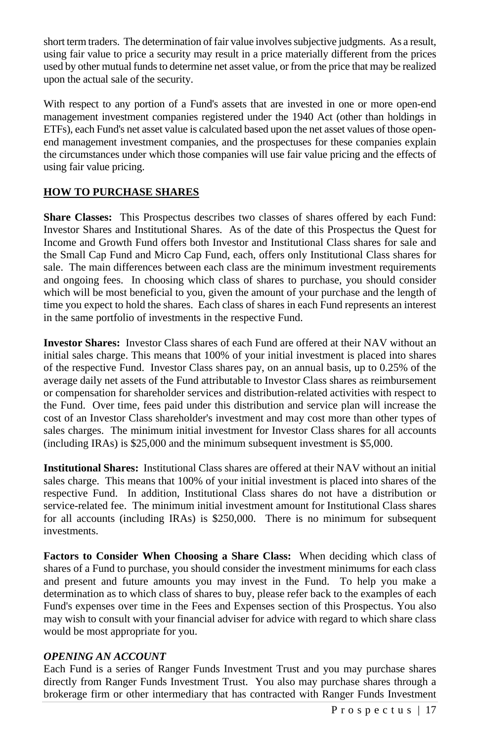short term traders. The determination of fair value involves subjective judgments. As a result, using fair value to price a security may result in a price materially different from the prices used by other mutual funds to determine net asset value, or from the price that may be realized upon the actual sale of the security.

With respect to any portion of a Fund's assets that are invested in one or more open-end management investment companies registered under the 1940 Act (other than holdings in ETFs), each Fund's net asset value is calculated based upon the net asset values of those open-end management investment companies, and the prospectuses for these companies explain the circumstances under which those companies will use fair value pricing and the effects of using fair value pricing.

## HOW TO PURCHASE SHARES

**Share Classes:** This Prospectus describes two classes of shares offered by each Fund: Investor Shares and Institutional Shares. As of the date of this Prospectus the Quest for Income and Growth Fund offers both Investor and Institutional Class shares for sale and the Small Cap Fund and Micro Cap Fund, each, offers only Institutional Class shares for sale. The main differences between each class are the minimum investment requirements and ongoing fees. In choosing which class of shares to purchase, you should consider which will be most beneficial to you, given the amount of your purchase and the length of time you expect to hold the shares. Each class of shares in each Fund represents an interest in the same portfolio of investments in the respective Fund.

**Investor Shares:** Investor Class shares of each Fund are offered at their NAV without an initial sales charge. This means that 100% of your initial investment is placed into shares of the respective Fund. Investor Class shares pay, on an annual basis, up to 0.25% of the average daily net assets of the Fund attributable to Investor Class shares as reimbursement or compensation for shareholder services and distribution-related activities with respect to the Fund. Over time, fees paid under this distribution and service plan will increase the cost of an Investor Class shareholder's investment and may cost more than other types of sales charges. The minimum initial investment for Investor Class shares for all accounts (including IRAs) is $25,000 and the minimum subsequent investment is $5,000.

**Institutional Shares:** Institutional Class shares are offered at their NAV without an initial sales charge. This means that 100% of your initial investment is placed into shares of the respective Fund. In addition, Institutional Class shares do not have a distribution or service-related fee. The minimum initial investment amount for Institutional Class shares for all accounts (including IRAs) is $250,000. There is no minimum for subsequent investments.

**Factors to Consider When Choosing a Share Class:** When deciding which class of shares of a Fund to purchase, you should consider the investment minimums for each class and present and future amounts you may invest in the Fund. To help you make a determination as to which class of shares to buy, please refer back to the examples of each Fund's expenses over time in the Fees and Expenses section of this Prospectus. You also may wish to consult with your financial adviser for advice with regard to which share class would be most appropriate for you.

### *OPENING AN ACCOUNT*

Each Fund is a series of Ranger Funds Investment Trust and you may purchase shares directly from Ranger Funds Investment Trust. You also may purchase shares through a brokerage firm or other intermediary that has contracted with Ranger Funds Investment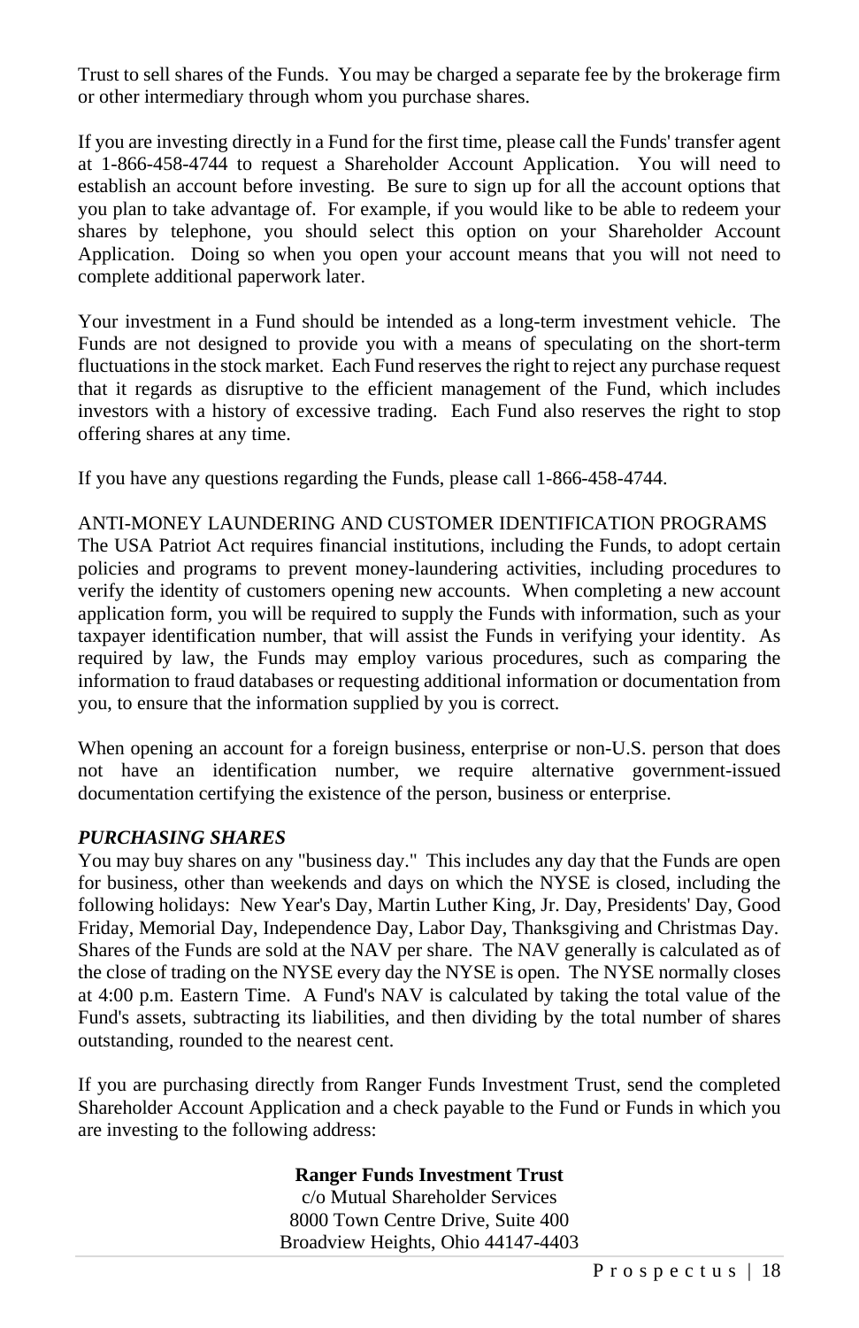Trust to sell shares of the Funds. You may be charged a separate fee by the brokerage firm or other intermediary through whom you purchase shares.

If you are investing directly in a Fund for the first time, please call the Funds' transfer agent at 1-866-458-4744 to request a Shareholder Account Application. You will need to establish an account before investing. Be sure to sign up for all the account options that you plan to take advantage of. For example, if you would like to be able to redeem your shares by telephone, you should select this option on your Shareholder Account Application. Doing so when you open your account means that you will not need to complete additional paperwork later.

Your investment in a Fund should be intended as a long-term investment vehicle. The Funds are not designed to provide you with a means of speculating on the short-term fluctuations in the stock market. Each Fund reserves the right to reject any purchase request that it regards as disruptive to the efficient management of the Fund, which includes investors with a history of excessive trading. Each Fund also reserves the right to stop offering shares at any time.

If you have any questions regarding the Funds, please call 1-866-458-4744.

ANTI-MONEY LAUNDERING AND CUSTOMER IDENTIFICATION PROGRAMS

The USA Patriot Act requires financial institutions, including the Funds, to adopt certain policies and programs to prevent money-laundering activities, including procedures to verify the identity of customers opening new accounts. When completing a new account application form, you will be required to supply the Funds with information, such as your taxpayer identification number, that will assist the Funds in verifying your identity. As required by law, the Funds may employ various procedures, such as comparing the information to fraud databases or requesting additional information or documentation from you, to ensure that the information supplied by you is correct.

When opening an account for a foreign business, enterprise or non-U.S. person that does not have an identification number, we require alternative government-issued documentation certifying the existence of the person, business or enterprise.

***PURCHASING SHARES***

You may buy shares on any "business day." This includes any day that the Funds are open for business, other than weekends and days on which the NYSE is closed, including the following holidays: New Year's Day, Martin Luther King, Jr. Day, Presidents' Day, Good Friday, Memorial Day, Independence Day, Labor Day, Thanksgiving and Christmas Day. Shares of the Funds are sold at the NAV per share. The NAV generally is calculated as of the close of trading on the NYSE every day the NYSE is open. The NYSE normally closes at 4:00 p.m. Eastern Time. A Fund's NAV is calculated by taking the total value of the Fund's assets, subtracting its liabilities, and then dividing by the total number of shares outstanding, rounded to the nearest cent.

If you are purchasing directly from Ranger Funds Investment Trust, send the completed Shareholder Account Application and a check payable to the Fund or Funds in which you are investing to the following address:

**Ranger Funds Investment Trust**
c/o Mutual Shareholder Services
8000 Town Centre Drive, Suite 400
Broadview Heights, Ohio 44147-4403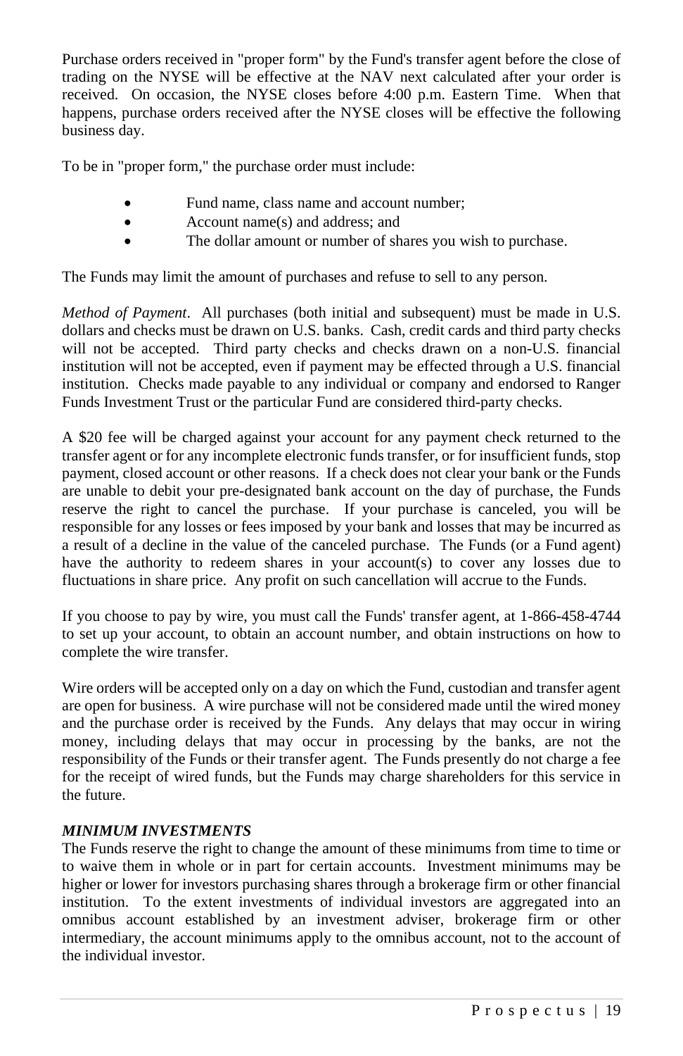Purchase orders received in "proper form" by the Fund's transfer agent before the close of trading on the NYSE will be effective at the NAV next calculated after your order is received. On occasion, the NYSE closes before 4:00 p.m. Eastern Time. When that happens, purchase orders received after the NYSE closes will be effective the following business day.

To be in "proper form," the purchase order must include:

- Fund name, class name and account number;
- Account name(s) and address; and
- The dollar amount or number of shares you wish to purchase.

The Funds may limit the amount of purchases and refuse to sell to any person.

*Method of Payment*. All purchases (both initial and subsequent) must be made in U.S. dollars and checks must be drawn on U.S. banks. Cash, credit cards and third party checks will not be accepted. Third party checks and checks drawn on a non-U.S. financial institution will not be accepted, even if payment may be effected through a U.S. financial institution. Checks made payable to any individual or company and endorsed to Ranger Funds Investment Trust or the particular Fund are considered third-party checks.

A $20 fee will be charged against your account for any payment check returned to the transfer agent or for any incomplete electronic funds transfer, or for insufficient funds, stop payment, closed account or other reasons. If a check does not clear your bank or the Funds are unable to debit your pre-designated bank account on the day of purchase, the Funds reserve the right to cancel the purchase. If your purchase is canceled, you will be responsible for any losses or fees imposed by your bank and losses that may be incurred as a result of a decline in the value of the canceled purchase. The Funds (or a Fund agent) have the authority to redeem shares in your account(s) to cover any losses due to fluctuations in share price. Any profit on such cancellation will accrue to the Funds.

If you choose to pay by wire, you must call the Funds' transfer agent, at 1-866-458-4744 to set up your account, to obtain an account number, and obtain instructions on how to complete the wire transfer.

Wire orders will be accepted only on a day on which the Fund, custodian and transfer agent are open for business. A wire purchase will not be considered made until the wired money and the purchase order is received by the Funds. Any delays that may occur in wiring money, including delays that may occur in processing by the banks, are not the responsibility of the Funds or their transfer agent. The Funds presently do not charge a fee for the receipt of wired funds, but the Funds may charge shareholders for this service in the future.

***MINIMUM INVESTMENTS***

The Funds reserve the right to change the amount of these minimums from time to time or to waive them in whole or in part for certain accounts. Investment minimums may be higher or lower for investors purchasing shares through a brokerage firm or other financial institution. To the extent investments of individual investors are aggregated into an omnibus account established by an investment adviser, brokerage firm or other intermediary, the account minimums apply to the omnibus account, not to the account of the individual investor.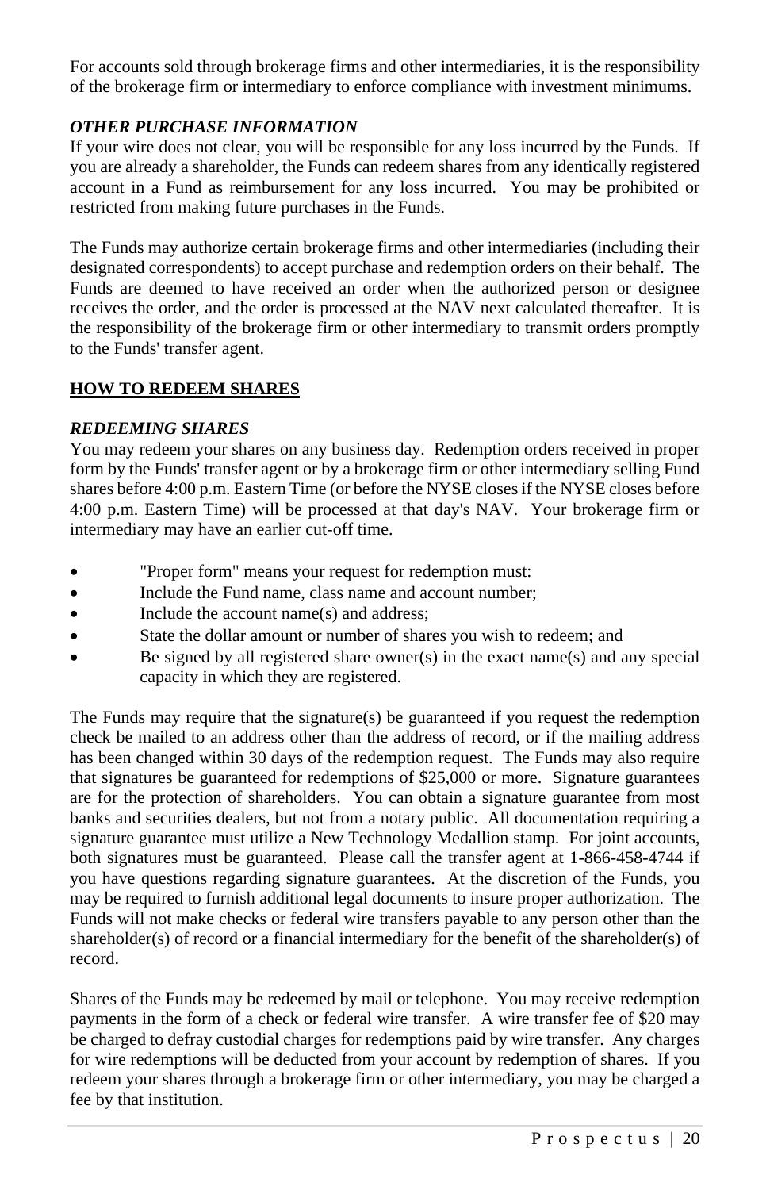For accounts sold through brokerage firms and other intermediaries, it is the responsibility of the brokerage firm or intermediary to enforce compliance with investment minimums.

***OTHER PURCHASE INFORMATION***

If your wire does not clear, you will be responsible for any loss incurred by the Funds. If you are already a shareholder, the Funds can redeem shares from any identically registered account in a Fund as reimbursement for any loss incurred. You may be prohibited or restricted from making future purchases in the Funds.

The Funds may authorize certain brokerage firms and other intermediaries (including their designated correspondents) to accept purchase and redemption orders on their behalf. The Funds are deemed to have received an order when the authorized person or designee receives the order, and the order is processed at the NAV next calculated thereafter. It is the responsibility of the brokerage firm or other intermediary to transmit orders promptly to the Funds' transfer agent.

## HOW TO REDEEM SHARES

***REDEEMING SHARES***

You may redeem your shares on any business day. Redemption orders received in proper form by the Funds' transfer agent or by a brokerage firm or other intermediary selling Fund shares before 4:00 p.m. Eastern Time (or before the NYSE closes if the NYSE closes before 4:00 p.m. Eastern Time) will be processed at that day's NAV. Your brokerage firm or intermediary may have an earlier cut-off time.

- "Proper form" means your request for redemption must:
- Include the Fund name, class name and account number;
- Include the account name(s) and address;
- State the dollar amount or number of shares you wish to redeem; and
- Be signed by all registered share owner(s) in the exact name(s) and any special capacity in which they are registered.

The Funds may require that the signature(s) be guaranteed if you request the redemption check be mailed to an address other than the address of record, or if the mailing address has been changed within 30 days of the redemption request. The Funds may also require that signatures be guaranteed for redemptions of $25,000 or more. Signature guarantees are for the protection of shareholders. You can obtain a signature guarantee from most banks and securities dealers, but not from a notary public. All documentation requiring a signature guarantee must utilize a New Technology Medallion stamp. For joint accounts, both signatures must be guaranteed. Please call the transfer agent at 1-866-458-4744 if you have questions regarding signature guarantees. At the discretion of the Funds, you may be required to furnish additional legal documents to insure proper authorization. The Funds will not make checks or federal wire transfers payable to any person other than the shareholder(s) of record or a financial intermediary for the benefit of the shareholder(s) of record.

Shares of the Funds may be redeemed by mail or telephone. You may receive redemption payments in the form of a check or federal wire transfer. A wire transfer fee of $20 may be charged to defray custodial charges for redemptions paid by wire transfer. Any charges for wire redemptions will be deducted from your account by redemption of shares. If you redeem your shares through a brokerage firm or other intermediary, you may be charged a fee by that institution.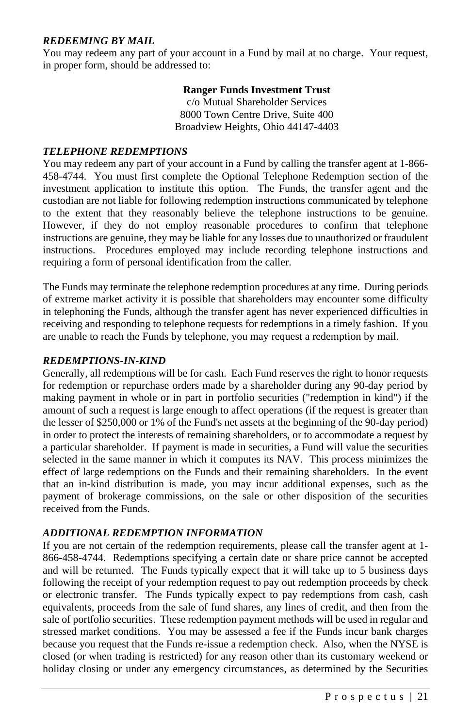### *REDEEMING BY MAIL*

You may redeem any part of your account in a Fund by mail at no charge. Your request, in proper form, should be addressed to:

**Ranger Funds Investment Trust**
c/o Mutual Shareholder Services
8000 Town Centre Drive, Suite 400
Broadview Heights, Ohio 44147-4403

### *TELEPHONE REDEMPTIONS*

You may redeem any part of your account in a Fund by calling the transfer agent at 1-866-458-4744. You must first complete the Optional Telephone Redemption section of the investment application to institute this option. The Funds, the transfer agent and the custodian are not liable for following redemption instructions communicated by telephone to the extent that they reasonably believe the telephone instructions to be genuine. However, if they do not employ reasonable procedures to confirm that telephone instructions are genuine, they may be liable for any losses due to unauthorized or fraudulent instructions. Procedures employed may include recording telephone instructions and requiring a form of personal identification from the caller.

The Funds may terminate the telephone redemption procedures at any time. During periods of extreme market activity it is possible that shareholders may encounter some difficulty in telephoning the Funds, although the transfer agent has never experienced difficulties in receiving and responding to telephone requests for redemptions in a timely fashion. If you are unable to reach the Funds by telephone, you may request a redemption by mail.

### *REDEMPTIONS-IN-KIND*

Generally, all redemptions will be for cash. Each Fund reserves the right to honor requests for redemption or repurchase orders made by a shareholder during any 90-day period by making payment in whole or in part in portfolio securities ("redemption in kind") if the amount of such a request is large enough to affect operations (if the request is greater than the lesser of $250,000 or 1% of the Fund's net assets at the beginning of the 90-day period) in order to protect the interests of remaining shareholders, or to accommodate a request by a particular shareholder. If payment is made in securities, a Fund will value the securities selected in the same manner in which it computes its NAV. This process minimizes the effect of large redemptions on the Funds and their remaining shareholders. In the event that an in-kind distribution is made, you may incur additional expenses, such as the payment of brokerage commissions, on the sale or other disposition of the securities received from the Funds.

### *ADDITIONAL REDEMPTION INFORMATION*

If you are not certain of the redemption requirements, please call the transfer agent at 1-866-458-4744. Redemptions specifying a certain date or share price cannot be accepted and will be returned. The Funds typically expect that it will take up to 5 business days following the receipt of your redemption request to pay out redemption proceeds by check or electronic transfer. The Funds typically expect to pay redemptions from cash, cash equivalents, proceeds from the sale of fund shares, any lines of credit, and then from the sale of portfolio securities. These redemption payment methods will be used in regular and stressed market conditions. You may be assessed a fee if the Funds incur bank charges because you request that the Funds re-issue a redemption check. Also, when the NYSE is closed (or when trading is restricted) for any reason other than its customary weekend or holiday closing or under any emergency circumstances, as determined by the Securities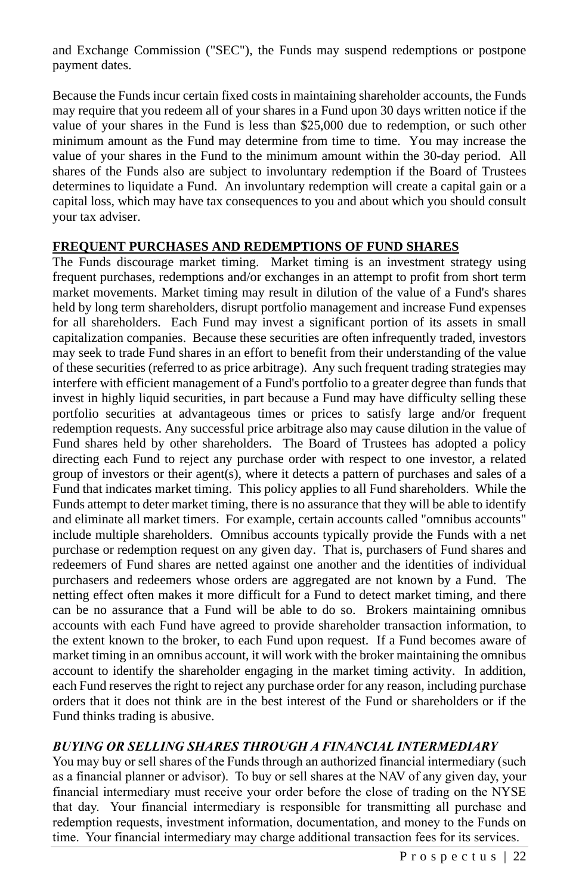and Exchange Commission ("SEC"), the Funds may suspend redemptions or postpone payment dates.

Because the Funds incur certain fixed costs in maintaining shareholder accounts, the Funds may require that you redeem all of your shares in a Fund upon 30 days written notice if the value of your shares in the Fund is less than $25,000 due to redemption, or such other minimum amount as the Fund may determine from time to time. You may increase the value of your shares in the Fund to the minimum amount within the 30-day period. All shares of the Funds also are subject to involuntary redemption if the Board of Trustees determines to liquidate a Fund. An involuntary redemption will create a capital gain or a capital loss, which may have tax consequences to you and about which you should consult your tax adviser.

## FREQUENT PURCHASES AND REDEMPTIONS OF FUND SHARES

The Funds discourage market timing. Market timing is an investment strategy using frequent purchases, redemptions and/or exchanges in an attempt to profit from short term market movements. Market timing may result in dilution of the value of a Fund's shares held by long term shareholders, disrupt portfolio management and increase Fund expenses for all shareholders. Each Fund may invest a significant portion of its assets in small capitalization companies. Because these securities are often infrequently traded, investors may seek to trade Fund shares in an effort to benefit from their understanding of the value of these securities (referred to as price arbitrage). Any such frequent trading strategies may interfere with efficient management of a Fund's portfolio to a greater degree than funds that invest in highly liquid securities, in part because a Fund may have difficulty selling these portfolio securities at advantageous times or prices to satisfy large and/or frequent redemption requests. Any successful price arbitrage also may cause dilution in the value of Fund shares held by other shareholders. The Board of Trustees has adopted a policy directing each Fund to reject any purchase order with respect to one investor, a related group of investors or their agent(s), where it detects a pattern of purchases and sales of a Fund that indicates market timing. This policy applies to all Fund shareholders. While the Funds attempt to deter market timing, there is no assurance that they will be able to identify and eliminate all market timers. For example, certain accounts called "omnibus accounts" include multiple shareholders. Omnibus accounts typically provide the Funds with a net purchase or redemption request on any given day. That is, purchasers of Fund shares and redeemers of Fund shares are netted against one another and the identities of individual purchasers and redeemers whose orders are aggregated are not known by a Fund. The netting effect often makes it more difficult for a Fund to detect market timing, and there can be no assurance that a Fund will be able to do so. Brokers maintaining omnibus accounts with each Fund have agreed to provide shareholder transaction information, to the extent known to the broker, to each Fund upon request. If a Fund becomes aware of market timing in an omnibus account, it will work with the broker maintaining the omnibus account to identify the shareholder engaging in the market timing activity. In addition, each Fund reserves the right to reject any purchase order for any reason, including purchase orders that it does not think are in the best interest of the Fund or shareholders or if the Fund thinks trading is abusive.

### *BUYING OR SELLING SHARES THROUGH A FINANCIAL INTERMEDIARY*

You may buy or sell shares of the Funds through an authorized financial intermediary (such as a financial planner or advisor). To buy or sell shares at the NAV of any given day, your financial intermediary must receive your order before the close of trading on the NYSE that day. Your financial intermediary is responsible for transmitting all purchase and redemption requests, investment information, documentation, and money to the Funds on time. Your financial intermediary may charge additional transaction fees for its services.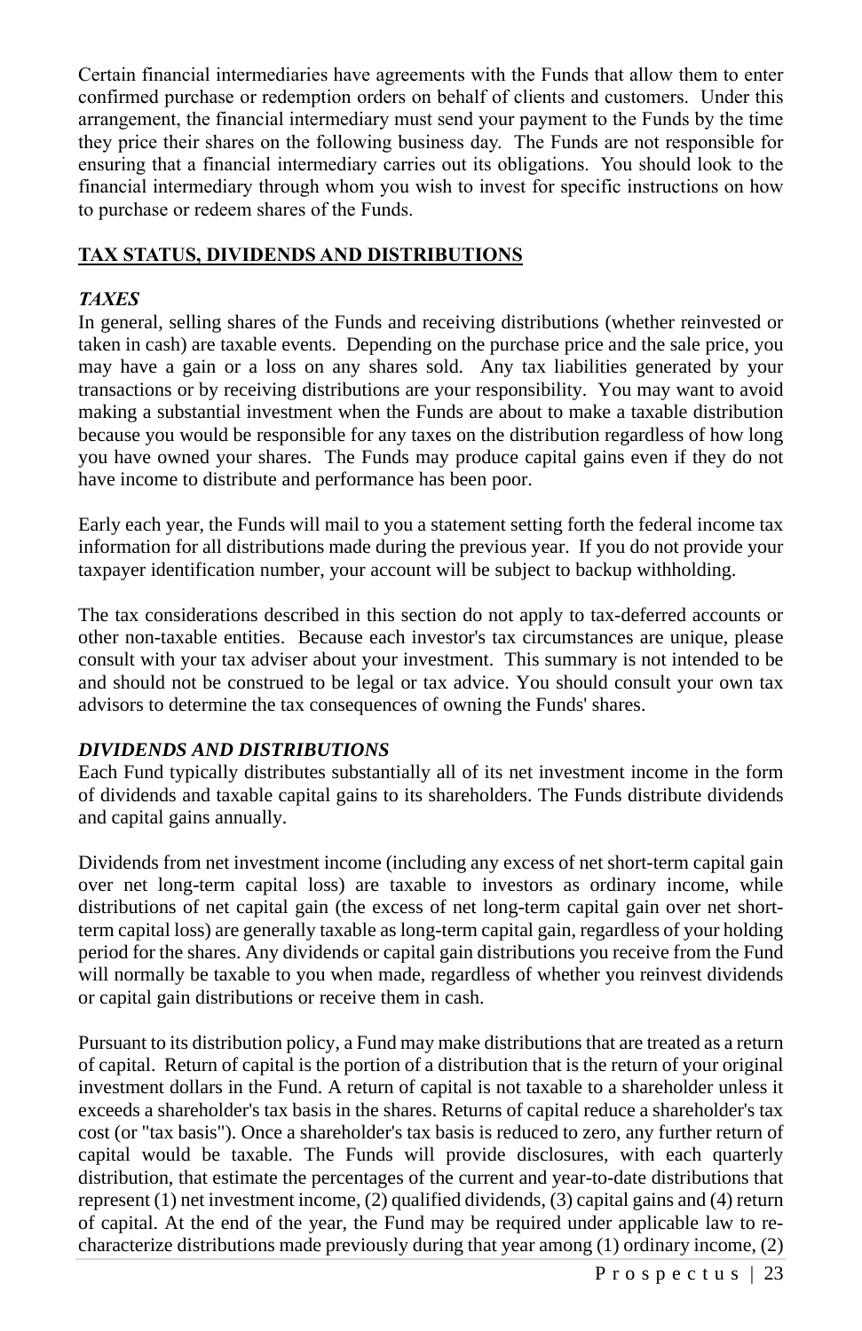Certain financial intermediaries have agreements with the Funds that allow them to enter confirmed purchase or redemption orders on behalf of clients and customers. Under this arrangement, the financial intermediary must send your payment to the Funds by the time they price their shares on the following business day. The Funds are not responsible for ensuring that a financial intermediary carries out its obligations. You should look to the financial intermediary through whom you wish to invest for specific instructions on how to purchase or redeem shares of the Funds.

## TAX STATUS, DIVIDENDS AND DISTRIBUTIONS

### *TAXES*

In general, selling shares of the Funds and receiving distributions (whether reinvested or taken in cash) are taxable events. Depending on the purchase price and the sale price, you may have a gain or a loss on any shares sold. Any tax liabilities generated by your transactions or by receiving distributions are your responsibility. You may want to avoid making a substantial investment when the Funds are about to make a taxable distribution because you would be responsible for any taxes on the distribution regardless of how long you have owned your shares. The Funds may produce capital gains even if they do not have income to distribute and performance has been poor.

Early each year, the Funds will mail to you a statement setting forth the federal income tax information for all distributions made during the previous year. If you do not provide your taxpayer identification number, your account will be subject to backup withholding.

The tax considerations described in this section do not apply to tax-deferred accounts or other non-taxable entities. Because each investor's tax circumstances are unique, please consult with your tax adviser about your investment. This summary is not intended to be and should not be construed to be legal or tax advice. You should consult your own tax advisors to determine the tax consequences of owning the Funds' shares.

### *DIVIDENDS AND DISTRIBUTIONS*

Each Fund typically distributes substantially all of its net investment income in the form of dividends and taxable capital gains to its shareholders. The Funds distribute dividends and capital gains annually.

Dividends from net investment income (including any excess of net short-term capital gain over net long-term capital loss) are taxable to investors as ordinary income, while distributions of net capital gain (the excess of net long-term capital gain over net short-term capital loss) are generally taxable as long-term capital gain, regardless of your holding period for the shares. Any dividends or capital gain distributions you receive from the Fund will normally be taxable to you when made, regardless of whether you reinvest dividends or capital gain distributions or receive them in cash.

Pursuant to its distribution policy, a Fund may make distributions that are treated as a return of capital. Return of capital is the portion of a distribution that is the return of your original investment dollars in the Fund. A return of capital is not taxable to a shareholder unless it exceeds a shareholder's tax basis in the shares. Returns of capital reduce a shareholder's tax cost (or "tax basis"). Once a shareholder's tax basis is reduced to zero, any further return of capital would be taxable. The Funds will provide disclosures, with each quarterly distribution, that estimate the percentages of the current and year-to-date distributions that represent (1) net investment income, (2) qualified dividends, (3) capital gains and (4) return of capital. At the end of the year, the Fund may be required under applicable law to re-characterize distributions made previously during that year among (1) ordinary income, (2)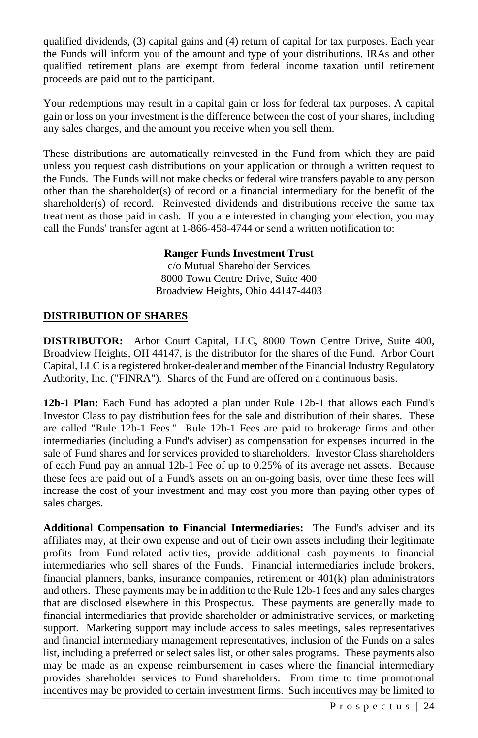qualified dividends, (3) capital gains and (4) return of capital for tax purposes. Each year the Funds will inform you of the amount and type of your distributions. IRAs and other qualified retirement plans are exempt from federal income taxation until retirement proceeds are paid out to the participant.

Your redemptions may result in a capital gain or loss for federal tax purposes. A capital gain or loss on your investment is the difference between the cost of your shares, including any sales charges, and the amount you receive when you sell them.

These distributions are automatically reinvested in the Fund from which they are paid unless you request cash distributions on your application or through a written request to the Funds. The Funds will not make checks or federal wire transfers payable to any person other than the shareholder(s) of record or a financial intermediary for the benefit of the shareholder(s) of record. Reinvested dividends and distributions receive the same tax treatment as those paid in cash. If you are interested in changing your election, you may call the Funds' transfer agent at 1-866-458-4744 or send a written notification to:

**Ranger Funds Investment Trust**
c/o Mutual Shareholder Services
8000 Town Centre Drive, Suite 400
Broadview Heights, Ohio 44147-4403

## DISTRIBUTION OF SHARES

**DISTRIBUTOR:** Arbor Court Capital, LLC, 8000 Town Centre Drive, Suite 400, Broadview Heights, OH 44147, is the distributor for the shares of the Fund. Arbor Court Capital, LLC is a registered broker-dealer and member of the Financial Industry Regulatory Authority, Inc. ("FINRA"). Shares of the Fund are offered on a continuous basis.

**12b-1 Plan:** Each Fund has adopted a plan under Rule 12b-1 that allows each Fund's Investor Class to pay distribution fees for the sale and distribution of their shares. These are called "Rule 12b-1 Fees." Rule 12b-1 Fees are paid to brokerage firms and other intermediaries (including a Fund's adviser) as compensation for expenses incurred in the sale of Fund shares and for services provided to shareholders. Investor Class shareholders of each Fund pay an annual 12b-1 Fee of up to 0.25% of its average net assets. Because these fees are paid out of a Fund's assets on an on-going basis, over time these fees will increase the cost of your investment and may cost you more than paying other types of sales charges.

**Additional Compensation to Financial Intermediaries:** The Fund's adviser and its affiliates may, at their own expense and out of their own assets including their legitimate profits from Fund-related activities, provide additional cash payments to financial intermediaries who sell shares of the Funds. Financial intermediaries include brokers, financial planners, banks, insurance companies, retirement or 401(k) plan administrators and others. These payments may be in addition to the Rule 12b-1 fees and any sales charges that are disclosed elsewhere in this Prospectus. These payments are generally made to financial intermediaries that provide shareholder or administrative services, or marketing support. Marketing support may include access to sales meetings, sales representatives and financial intermediary management representatives, inclusion of the Funds on a sales list, including a preferred or select sales list, or other sales programs. These payments also may be made as an expense reimbursement in cases where the financial intermediary provides shareholder services to Fund shareholders. From time to time promotional incentives may be provided to certain investment firms. Such incentives may be limited to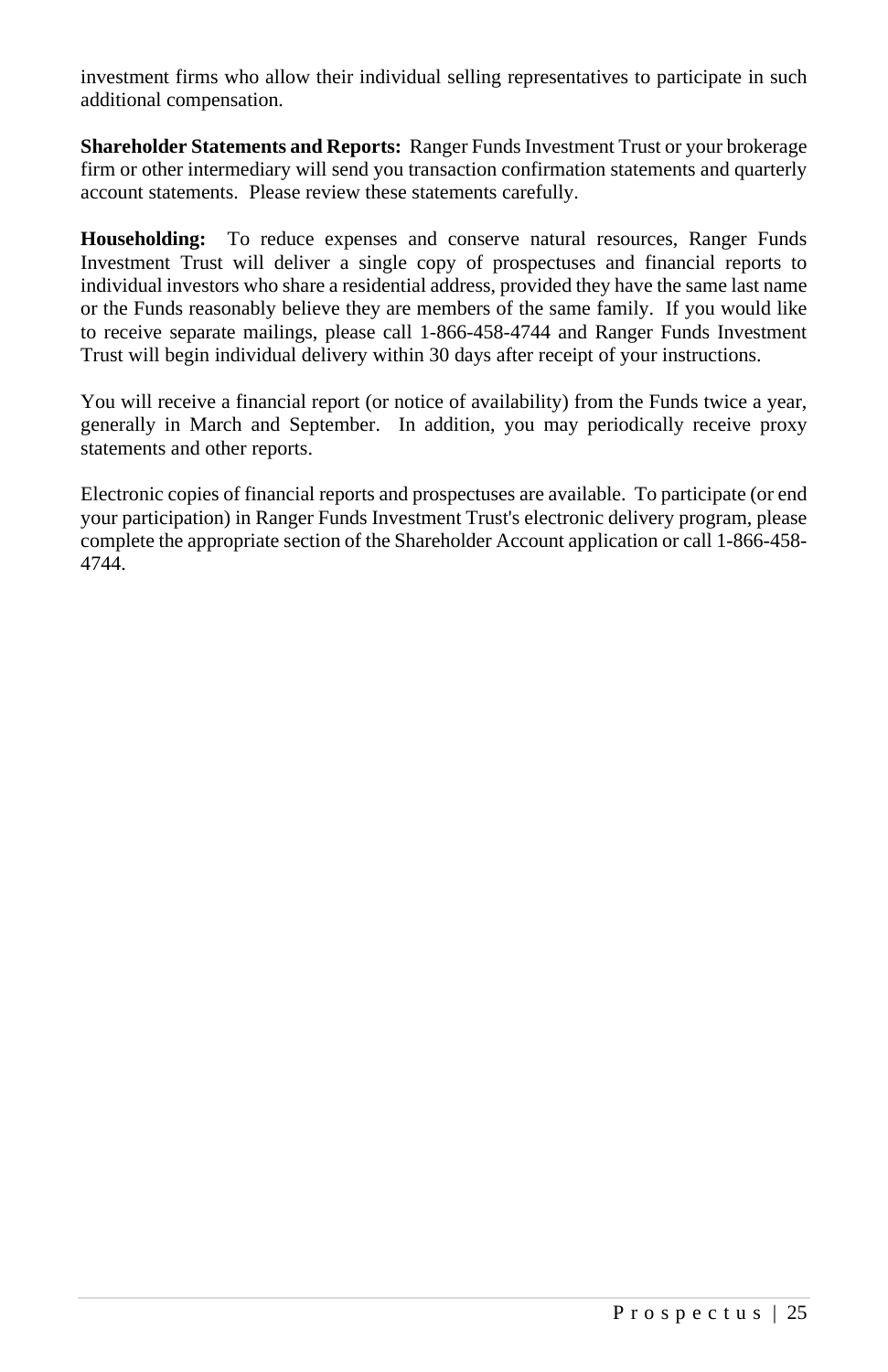investment firms who allow their individual selling representatives to participate in such additional compensation.

**Shareholder Statements and Reports:** Ranger Funds Investment Trust or your brokerage firm or other intermediary will send you transaction confirmation statements and quarterly account statements. Please review these statements carefully.

**Householding:** To reduce expenses and conserve natural resources, Ranger Funds Investment Trust will deliver a single copy of prospectuses and financial reports to individual investors who share a residential address, provided they have the same last name or the Funds reasonably believe they are members of the same family. If you would like to receive separate mailings, please call 1-866-458-4744 and Ranger Funds Investment Trust will begin individual delivery within 30 days after receipt of your instructions.

You will receive a financial report (or notice of availability) from the Funds twice a year, generally in March and September. In addition, you may periodically receive proxy statements and other reports.

Electronic copies of financial reports and prospectuses are available. To participate (or end your participation) in Ranger Funds Investment Trust's electronic delivery program, please complete the appropriate section of the Shareholder Account application or call 1-866-458-4744.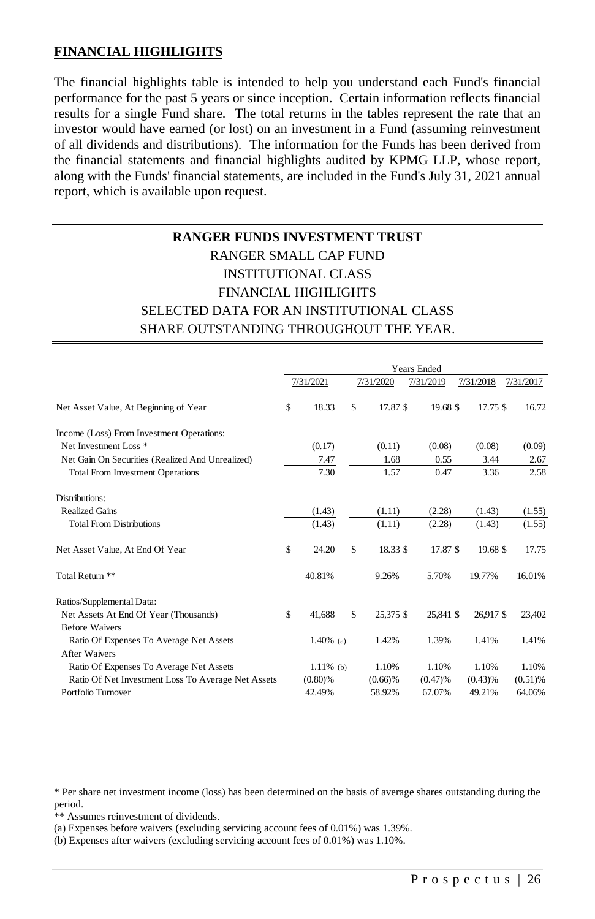**FINANCIAL HIGHLIGHTS**

The financial highlights table is intended to help you understand each Fund's financial performance for the past 5 years or since inception. Certain information reflects financial results for a single Fund share. The total returns in the tables represent the rate that an investor would have earned (or lost) on an investment in a Fund (assuming reinvestment of all dividends and distributions). The information for the Funds has been derived from the financial statements and financial highlights audited by KPMG LLP, whose report, along with the Funds' financial statements, are included in the Fund's July 31, 2021 annual report, which is available upon request.

**RANGER FUNDS INVESTMENT TRUST**

RANGER SMALL CAP FUND

INSTITUTIONAL CLASS

FINANCIAL HIGHLIGHTS

SELECTED DATA FOR AN INSTITUTIONAL CLASS SHARE OUTSTANDING THROUGHOUT THE YEAR.

| | Years Ended | | | | |
|---|---|---|---|---|---|
| | 7/31/2021 | 7/31/2020 | 7/31/2019 | 7/31/2018 | 7/31/2017 |
| Net Asset Value, At Beginning of Year | $ 18.33 | $ 17.87 | $ 19.68 | $ 17.75 | $ 16.72 |
| Income (Loss) From Investment Operations: | | | | | |
| Net Investment Loss * | (0.17) | (0.11) | (0.08) | (0.08) | (0.09) |
| Net Gain On Securities (Realized And Unrealized) | 7.47 | 1.68 | 0.55 | 3.44 | 2.67 |
| Total From Investment Operations | 7.30 | 1.57 | 0.47 | 3.36 | 2.58 |
| Distributions: | | | | | |
| Realized Gains | (1.43) | (1.11) | (2.28) | (1.43) | (1.55) |
| Total From Distributions | (1.43) | (1.11) | (2.28) | (1.43) | (1.55) |
| Net Asset Value, At End Of Year | $ 24.20 | $ 18.33 | $ 17.87 | $ 19.68 | $ 17.75 |
| Total Return ** | 40.81% | 9.26% | 5.70% | 19.77% | 16.01% |
| Ratios/Supplemental Data: | | | | | |
| Net Assets At End Of Year (Thousands) | $ 41,688 | $ 25,375 | $ 25,841 | $ 26,917 | $ 23,402 |
| Before Waivers | | | | | |
| Ratio Of Expenses To Average Net Assets | 1.40% (a) | 1.42% | 1.39% | 1.41% | 1.41% |
| After Waivers | | | | | |
| Ratio Of Expenses To Average Net Assets | 1.11% (b) | 1.10% | 1.10% | 1.10% | 1.10% |
| Ratio Of Net Investment Loss To Average Net Assets | (0.80)% | (0.66)% | (0.47)% | (0.43)% | (0.51)% |
| Portfolio Turnover | 42.49% | 58.92% | 67.07% | 49.21% | 64.06% |

\* Per share net investment income (loss) has been determined on the basis of average shares outstanding during the period.

** Assumes reinvestment of dividends.

(a) Expenses before waivers (excluding servicing account fees of 0.01%) was 1.39%.

(b) Expenses after waivers (excluding servicing account fees of 0.01%) was 1.10%.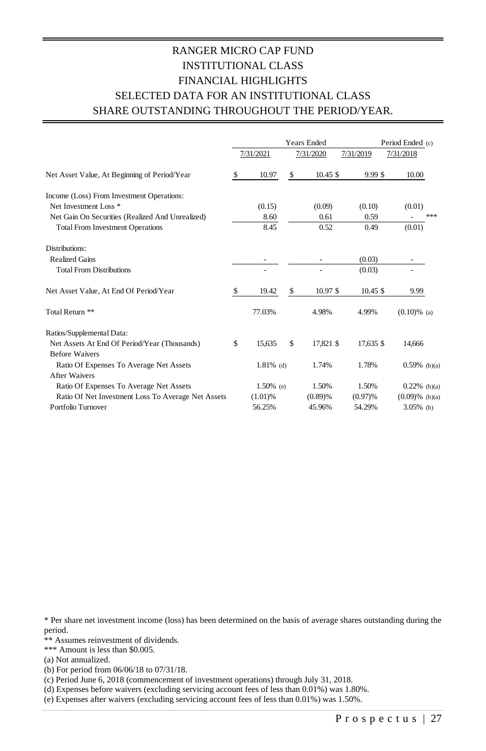# RANGER MICRO CAP FUND
## INSTITUTIONAL CLASS
## FINANCIAL HIGHLIGHTS
## SELECTED DATA FOR AN INSTITUTIONAL CLASS SHARE OUTSTANDING THROUGHOUT THE PERIOD/YEAR.

| | Years Ended | | | Period Ended (c) |
|---|---|---|---|---|
| | 7/31/2021 | 7/31/2020 | 7/31/2019 | 7/31/2018 |
| Net Asset Value, At Beginning of Period/Year | $ 10.97 | $ 10.45 | $ 9.99 | $ 10.00 |
| Income (Loss) From Investment Operations: | | | | |
| Net Investment Loss * | (0.15) | (0.09) | (0.10) | (0.01) |
| Net Gain On Securities (Realized And Unrealized) | 8.60 | 0.61 | 0.59 | - *** |
| Total From Investment Operations | 8.45 | 0.52 | 0.49 | (0.01) |
| Distributions: | | | | |
| Realized Gains | - | - | (0.03) | - |
| Total From Distributions | - | - | (0.03) | - |
| Net Asset Value, At End Of Period/Year | $ 19.42 | $ 10.97 | $ 10.45 | $ 9.99 |
| Total Return ** | 77.03% | 4.98% | 4.99% | (0.10)% (a) |
| Ratios/Supplemental Data: | | | | |
| Net Assets At End Of Period/Year (Thousands) | $ 15,635 | $ 17,821 | $ 17,635 | $ 14,666 |
| Before Waivers | | | | |
| Ratio Of Expenses To Average Net Assets | 1.81% (d) | 1.74% | 1.78% | 0.59% (b)(a) |
| After Waivers | | | | |
| Ratio Of Expenses To Average Net Assets | 1.50% (e) | 1.50% | 1.50% | 0.22% (b)(a) |
| Ratio Of Net Investment Loss To Average Net Assets | (1.01)% | (0.89)% | (0.97)% | (0.09)% (b)(a) |
| Portfolio Turnover | 56.25% | 45.96% | 54.29% | 3.05% (b) |

\* Per share net investment income (loss) has been determined on the basis of average shares outstanding during the period.

\** Assumes reinvestment of dividends.

\*** Amount is less than $0.005.

(a) Not annualized.

(b) For period from 06/06/18 to 07/31/18.

(c) Period June 6, 2018 (commencement of investment operations) through July 31, 2018.

(d) Expenses before waivers (excluding servicing account fees of less than 0.01%) was 1.80%.

(e) Expenses after waivers (excluding servicing account fees of less than 0.01%) was 1.50%.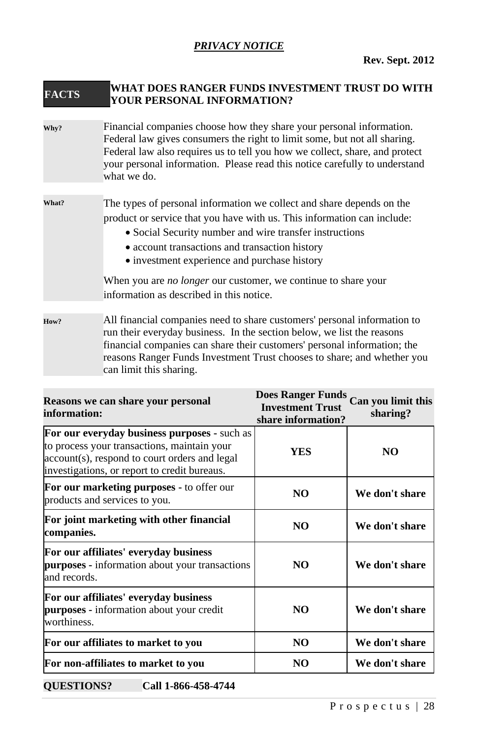***PRIVACY NOTICE***

**Rev. Sept. 2012**

| **FACTS** | **WHAT DOES RANGER FUNDS INVESTMENT TRUST DO WITH YOUR PERSONAL INFORMATION?** |
|---|---|
| **Why?** | Financial companies choose how they share your personal information. Federal law gives consumers the right to limit some, but not all sharing. Federal law also requires us to tell you how we collect, share, and protect your personal information. Please read this notice carefully to understand what we do. |
| **What?** | The types of personal information we collect and share depends on the product or service that you have with us. This information can include:<br>• Social Security number and wire transfer instructions<br>• account transactions and transaction history<br>• investment experience and purchase history<br><br>When you are *no longer* our customer, we continue to share your information as described in this notice. |
| **How?** | All financial companies need to share customers' personal information to run their everyday business. In the section below, we list the reasons financial companies can share their customers' personal information; the reasons Ranger Funds Investment Trust chooses to share; and whether you can limit this sharing. |

| **Reasons we can share your personal information:** | **Does Ranger Funds Investment Trust share information?** | **Can you limit this sharing?** |
|---|---|---|
| **For our everyday business purposes** - such as to process your transactions, maintain your account(s), respond to court orders and legal investigations, or report to credit bureaus. | **YES** | **NO** |
| **For our marketing purposes** - to offer our products and services to you. | **NO** | **We don't share** |
| **For joint marketing with other financial companies.** | **NO** | **We don't share** |
| **For our affiliates' everyday business purposes** - information about your transactions and records. | **NO** | **We don't share** |
| **For our affiliates' everyday business purposes** - information about your credit worthiness. | **NO** | **We don't share** |
| **For our affiliates to market to you** | **NO** | **We don't share** |
| **For non-affiliates to market to you** | **NO** | **We don't share** |

**QUESTIONS?** **Call 1-866-458-4744**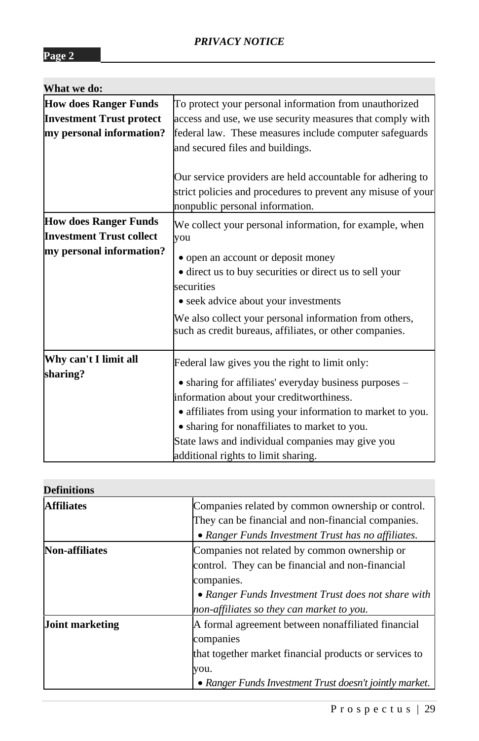## PRIVACY NOTICE

**Page 2**

| **What we do:** | |
|---|---|
| **How does Ranger Funds Investment Trust protect my personal information?** | To protect your personal information from unauthorized access and use, we use security measures that comply with federal law. These measures include computer safeguards and secured files and buildings.<br><br>Our service providers are held accountable for adhering to strict policies and procedures to prevent any misuse of your nonpublic personal information. |
| **How does Ranger Funds Investment Trust collect my personal information?** | We collect your personal information, for example, when you<br>• open an account or deposit money<br>• direct us to buy securities or direct us to sell your securities<br>• seek advice about your investments<br>We also collect your personal information from others, such as credit bureaus, affiliates, or other companies. |
| **Why can't I limit all sharing?** | Federal law gives you the right to limit only:<br>• sharing for affiliates' everyday business purposes – information about your creditworthiness.<br>• affiliates from using your information to market to you.<br>• sharing for nonaffiliates to market to you.<br>State laws and individual companies may give you additional rights to limit sharing. |

| **Definitions** | |
|---|---|
| **Affiliates** | Companies related by common ownership or control. They can be financial and non-financial companies.<br>• *Ranger Funds Investment Trust has no affiliates.* |
| **Non-affiliates** | Companies not related by common ownership or control. They can be financial and non-financial companies.<br>• *Ranger Funds Investment Trust does not share with non-affiliates so they can market to you.* |
| **Joint marketing** | A formal agreement between nonaffiliated financial companies that together market financial products or services to you.<br>• *Ranger Funds Investment Trust doesn't jointly market.* |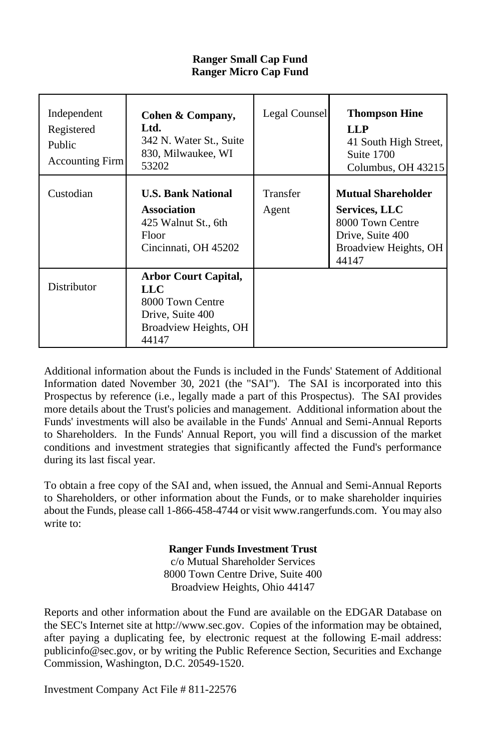**Ranger Small Cap Fund**
**Ranger Micro Cap Fund**

| | | | |
|---|---|---|---|
| Independent Registered Public Accounting Firm | **Cohen & Company, Ltd.** 342 N. Water St., Suite 830, Milwaukee, WI 53202 | Legal Counsel | **Thompson Hine LLP** 41 South High Street, Suite 1700 Columbus, OH 43215 |
| Custodian | **U.S. Bank National Association** 425 Walnut St., 6th Floor Cincinnati, OH 45202 | Transfer Agent | **Mutual Shareholder Services, LLC** 8000 Town Centre Drive, Suite 400 Broadview Heights, OH 44147 |
| Distributor | **Arbor Court Capital, LLC** 8000 Town Centre Drive, Suite 400 Broadview Heights, OH 44147 | | |

Additional information about the Funds is included in the Funds' Statement of Additional Information dated November 30, 2021 (the "SAI"). The SAI is incorporated into this Prospectus by reference (i.e., legally made a part of this Prospectus). The SAI provides more details about the Trust's policies and management. Additional information about the Funds' investments will also be available in the Funds' Annual and Semi-Annual Reports to Shareholders. In the Funds' Annual Report, you will find a discussion of the market conditions and investment strategies that significantly affected the Fund's performance during its last fiscal year.

To obtain a free copy of the SAI and, when issued, the Annual and Semi-Annual Reports to Shareholders, or other information about the Funds, or to make shareholder inquiries about the Funds, please call 1-866-458-4744 or visit www.rangerfunds.com. You may also write to:

**Ranger Funds Investment Trust**
c/o Mutual Shareholder Services
8000 Town Centre Drive, Suite 400
Broadview Heights, Ohio 44147

Reports and other information about the Fund are available on the EDGAR Database on the SEC's Internet site at http://www.sec.gov. Copies of the information may be obtained, after paying a duplicating fee, by electronic request at the following E-mail address: publicinfo@sec.gov, or by writing the Public Reference Section, Securities and Exchange Commission, Washington, D.C. 20549-1520.

Investment Company Act File # 811-22576